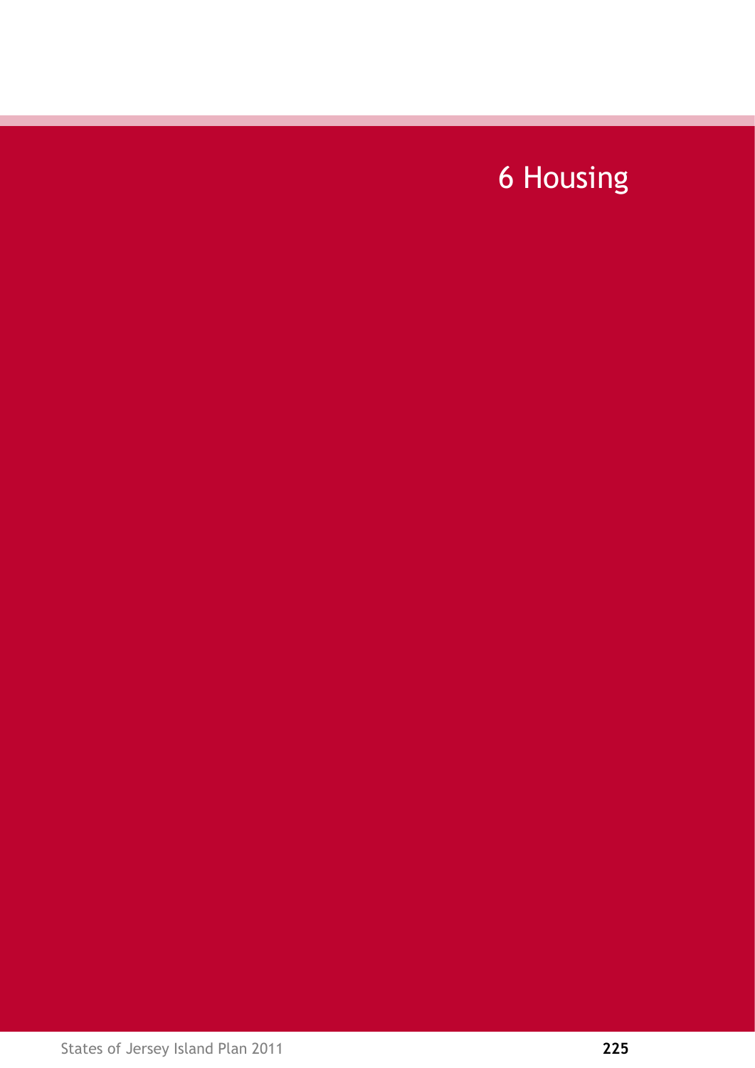# 6 Housing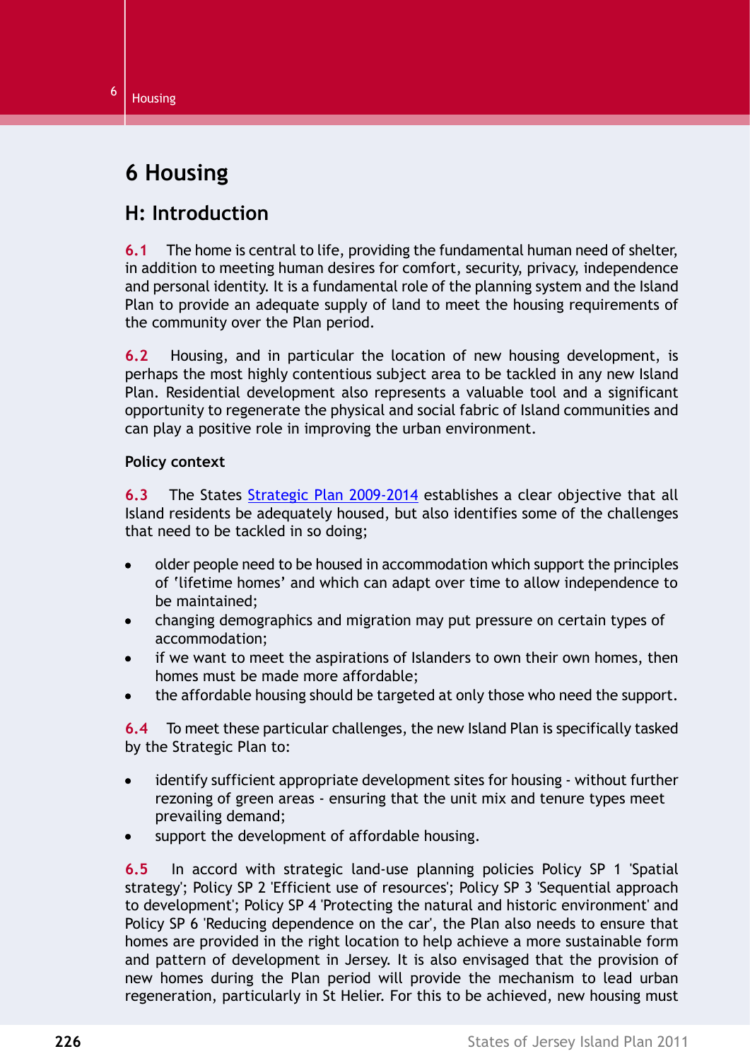# 6 Housing

## H: Introduction

**6.1** The home is central to life, providing the fundamental human need of shelter, in addition to meeting human desires for comfort, security, privacy, independence and personal identity. It is a fundamental role of the planning system and the Island Plan to provide an adequate supply of land to meet the housing requirements of the community over the Plan period.

**6.2** Housing, and in particular the location of new housing development, is perhaps the most highly contentious subject area to be tackled in any new Island Plan. Residential development also represents a valuable tool and a significant opportunity to regenerate the physical and social fabric of Island communities and can play a positive role in improving the urban environment.

**Policy context**

**6.3** The States Strategic Plan 2009-2014 establishes a clear objective that all Island residents be adequately housed, but also identifies some of the challenges that need to be tackled in so doing;

- older people need to be housed in accommodation which support the principles of 'lifetime homes' and which can adapt over time to allow independence to be maintained;
- changing demographics and migration may put pressure on certain types of accommodation;
- if we want to meet the aspirations of Islanders to own their own homes, then homes must be made more affordable;
- the affordable housing should be targeted at only those who need the support.

**6.4** To meet these particular challenges, the new Island Plan is specifically tasked by the Strategic Plan to:

- identify sufficient appropriate development sites for housing - without further rezoning of green areas - ensuring that the unit mix and tenure types meet prevailing demand;
- support the development of affordable housing.

**6.5** In accord with strategic land-use planning policies Policy SP 1 'Spatial strategy'; Policy SP 2 'Efficient use of resources'; Policy SP 3 'Sequential approach to development'; Policy SP 4 'Protecting the natural and historic environment' and Policy SP 6 'Reducing dependence on the car', the Plan also needs to ensure that homes are provided in the right location to help achieve a more sustainable form and pattern of development in Jersey. It is also envisaged that the provision of new homes during the Plan period will provide the mechanism to lead urban regeneration, particularly in St Helier. For this to be achieved, new housing must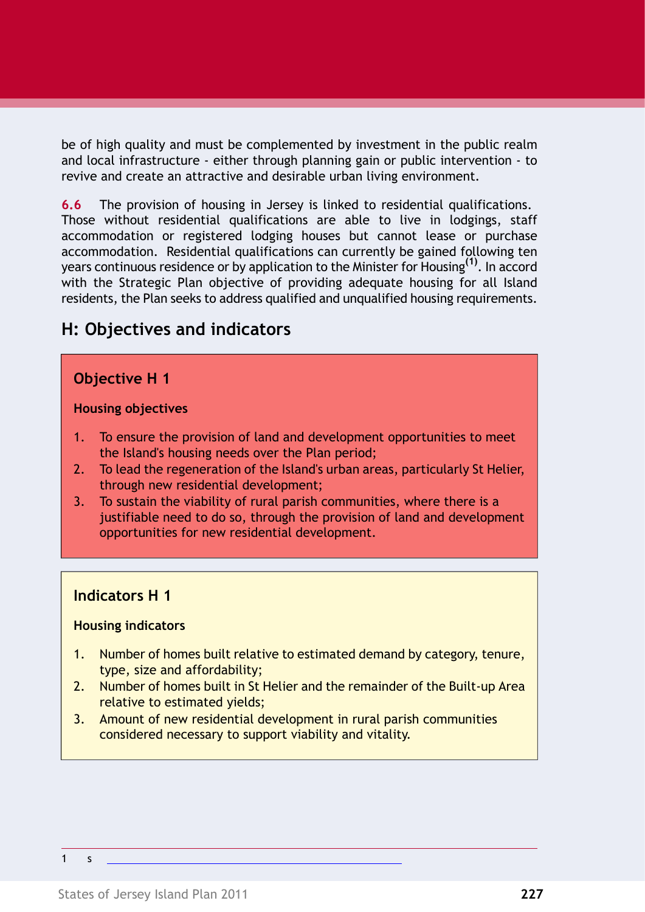be of high quality and must be complemented by investment in the public realm and local infrastructure - either through planning gain or public intervention - to revive and create an attractive and desirable urban living environment.

**6.6** The provision of housing in Jersey is linked to residential qualifications. Those without residential qualifications are able to live in lodgings, staff accommodation or registered lodging houses but cannot lease or purchase accommodation. Residential qualifications can currently be gained following ten years continuous residence or by application to the Minister for Housing[1]. In accord with the Strategic Plan objective of providing adequate housing for all Island residents, the Plan seeks to address qualified and unqualified housing requirements.

## H: Objectives and indicators

### Objective H 1

**Housing objectives**

1. To ensure the provision of land and development opportunities to meet the Island's housing needs over the Plan period;
2. To lead the regeneration of the Island's urban areas, particularly St Helier, through new residential development;
3. To sustain the viability of rural parish communities, where there is a justifiable need to do so, through the provision of land and development opportunities for new residential development.

### Indicators H 1

**Housing indicators**

1. Number of homes built relative to estimated demand by category, tenure, type, size and affordability;
2. Number of homes built in St Helier and the remainder of the Built-up Area relative to estimated yields;
3. Amount of new residential development in rural parish communities considered necessary to support viability and vitality.

---

1 s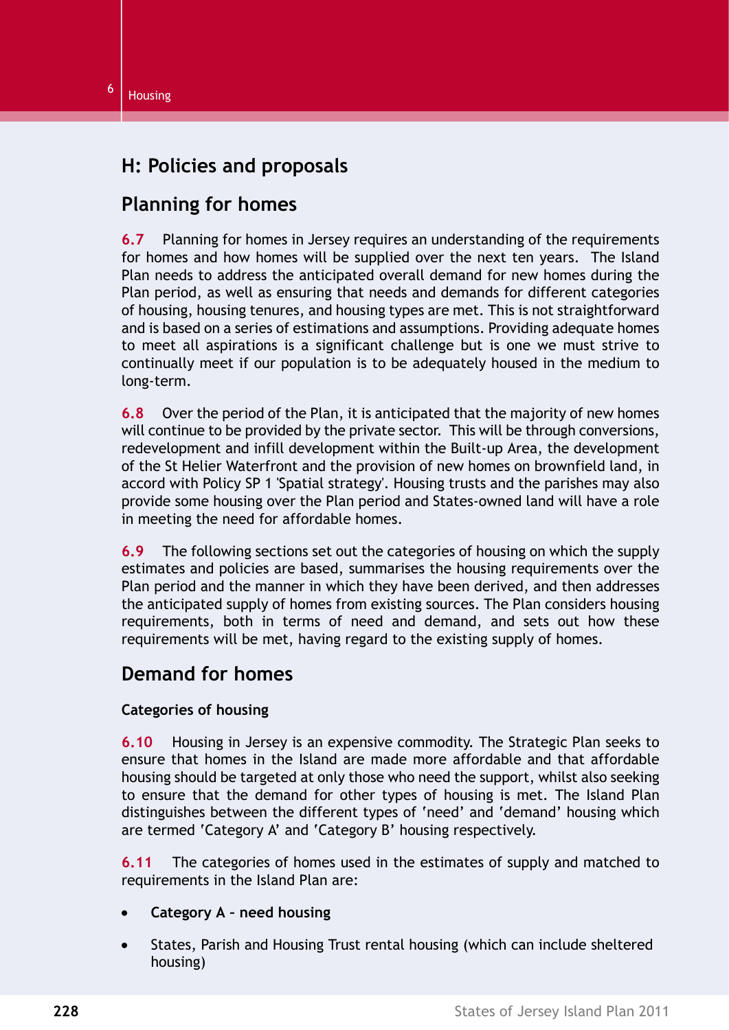## H: Policies and proposals

## Planning for homes

**6.7** Planning for homes in Jersey requires an understanding of the requirements for homes and how homes will be supplied over the next ten years. The Island Plan needs to address the anticipated overall demand for new homes during the Plan period, as well as ensuring that needs and demands for different categories of housing, housing tenures, and housing types are met. This is not straightforward and is based on a series of estimations and assumptions. Providing adequate homes to meet all aspirations is a significant challenge but is one we must strive to continually meet if our population is to be adequately housed in the medium to long-term.

**6.8** Over the period of the Plan, it is anticipated that the majority of new homes will continue to be provided by the private sector. This will be through conversions, redevelopment and infill development within the Built-up Area, the development of the St Helier Waterfront and the provision of new homes on brownfield land, in accord with Policy SP 1 'Spatial strategy'. Housing trusts and the parishes may also provide some housing over the Plan period and States-owned land will have a role in meeting the need for affordable homes.

**6.9** The following sections set out the categories of housing on which the supply estimates and policies are based, summarises the housing requirements over the Plan period and the manner in which they have been derived, and then addresses the anticipated supply of homes from existing sources. The Plan considers housing requirements, both in terms of need and demand, and sets out how these requirements will be met, having regard to the existing supply of homes.

## Demand for homes

### Categories of housing

**6.10** Housing in Jersey is an expensive commodity. The Strategic Plan seeks to ensure that homes in the Island are made more affordable and that affordable housing should be targeted at only those who need the support, whilst also seeking to ensure that the demand for other types of housing is met. The Island Plan distinguishes between the different types of 'need' and 'demand' housing which are termed 'Category A' and 'Category B' housing respectively.

**6.11** The categories of homes used in the estimates of supply and matched to requirements in the Island Plan are:

- **Category A – need housing**
- States, Parish and Housing Trust rental housing (which can include sheltered housing)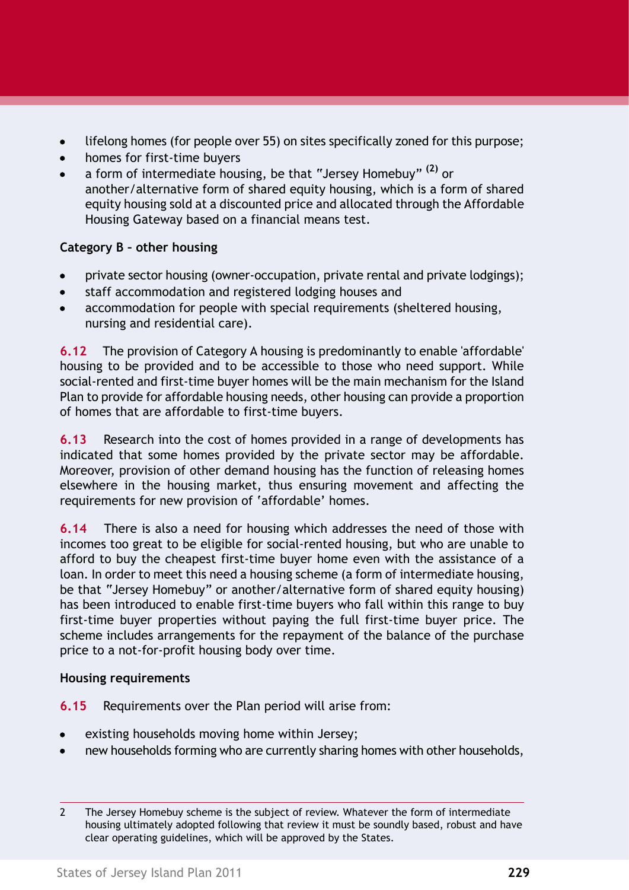- lifelong homes (for people over 55) on sites specifically zoned for this purpose;
- homes for first-time buyers
- a form of intermediate housing, be that "Jersey Homebuy" [(2)] or another/alternative form of shared equity housing, which is a form of shared equity housing sold at a discounted price and allocated through the Affordable Housing Gateway based on a financial means test.

**Category B – other housing**

- private sector housing (owner-occupation, private rental and private lodgings);
- staff accommodation and registered lodging houses and
- accommodation for people with special requirements (sheltered housing, nursing and residential care).

**6.12** The provision of Category A housing is predominantly to enable 'affordable' housing to be provided and to be accessible to those who need support. While social-rented and first-time buyer homes will be the main mechanism for the Island Plan to provide for affordable housing needs, other housing can provide a proportion of homes that are affordable to first-time buyers.

**6.13** Research into the cost of homes provided in a range of developments has indicated that some homes provided by the private sector may be affordable. Moreover, provision of other demand housing has the function of releasing homes elsewhere in the housing market, thus ensuring movement and affecting the requirements for new provision of 'affordable' homes.

**6.14** There is also a need for housing which addresses the need of those with incomes too great to be eligible for social-rented housing, but who are unable to afford to buy the cheapest first-time buyer home even with the assistance of a loan. In order to meet this need a housing scheme (a form of intermediate housing, be that "Jersey Homebuy" or another/alternative form of shared equity housing) has been introduced to enable first-time buyers who fall within this range to buy first-time buyer properties without paying the full first-time buyer price. The scheme includes arrangements for the repayment of the balance of the purchase price to a not-for-profit housing body over time.

**Housing requirements**

**6.15** Requirements over the Plan period will arise from:

- existing households moving home within Jersey;
- new households forming who are currently sharing homes with other households,

---

2 The Jersey Homebuy scheme is the subject of review. Whatever the form of intermediate housing ultimately adopted following that review it must be soundly based, robust and have clear operating guidelines, which will be approved by the States.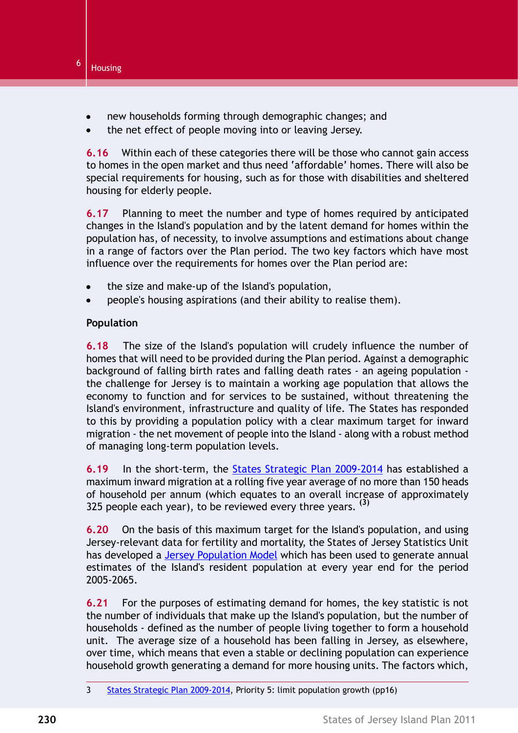- new households forming through demographic changes; and
- the net effect of people moving into or leaving Jersey.

**6.16** Within each of these categories there will be those who cannot gain access to homes in the open market and thus need 'affordable' homes. There will also be special requirements for housing, such as for those with disabilities and sheltered housing for elderly people.

**6.17** Planning to meet the number and type of homes required by anticipated changes in the Island's population and by the latent demand for homes within the population has, of necessity, to involve assumptions and estimations about change in a range of factors over the Plan period. The two key factors which have most influence over the requirements for homes over the Plan period are:

- the size and make-up of the Island's population,
- people's housing aspirations (and their ability to realise them).

### Population

**6.18** The size of the Island's population will crudely influence the number of homes that will need to be provided during the Plan period. Against a demographic background of falling birth rates and falling death rates - an ageing population - the challenge for Jersey is to maintain a working age population that allows the economy to function and for services to be sustained, without threatening the Island's environment, infrastructure and quality of life. The States has responded to this by providing a population policy with a clear maximum target for inward migration - the net movement of people into the Island - along with a robust method of managing long-term population levels.

**6.19** In the short-term, the States Strategic Plan 2009-2014 has established a maximum inward migration at a rolling five year average of no more than 150 heads of household per annum (which equates to an overall increase of approximately 325 people each year), to be reviewed every three years. [3]

**6.20** On the basis of this maximum target for the Island's population, and using Jersey-relevant data for fertility and mortality, the States of Jersey Statistics Unit has developed a Jersey Population Model which has been used to generate annual estimates of the Island's resident population at every year end for the period 2005-2065.

**6.21** For the purposes of estimating demand for homes, the key statistic is not the number of individuals that make up the Island's population, but the number of households - defined as the number of people living together to form a household unit. The average size of a household has been falling in Jersey, as elsewhere, over time, which means that even a stable or declining population can experience household growth generating a demand for more housing units. The factors which,

---

3 States Strategic Plan 2009-2014, Priority 5: limit population growth (pp16)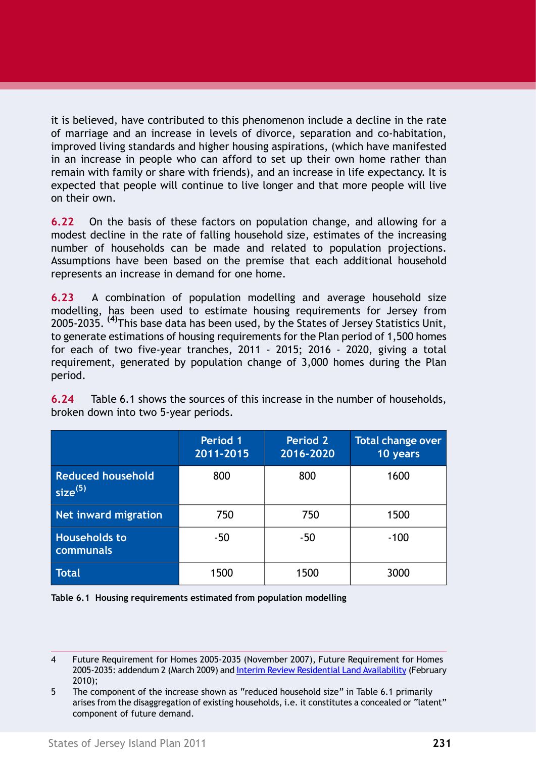it is believed, have contributed to this phenomenon include a decline in the rate of marriage and an increase in levels of divorce, separation and co-habitation, improved living standards and higher housing aspirations, (which have manifested in an increase in people who can afford to set up their own home rather than remain with family or share with friends), and an increase in life expectancy. It is expected that people will continue to live longer and that more people will live on their own.

**6.22** On the basis of these factors on population change, and allowing for a modest decline in the rate of falling household size, estimates of the increasing number of households can be made and related to population projections. Assumptions have been based on the premise that each additional household represents an increase in demand for one home.

**6.23** A combination of population modelling and average household size modelling, has been used to estimate housing requirements for Jersey from 2005-2035. [4] This base data has been used, by the States of Jersey Statistics Unit, to generate estimations of housing requirements for the Plan period of 1,500 homes for each of two five-year tranches, 2011 - 2015; 2016 - 2020, giving a total requirement, generated by population change of 3,000 homes during the Plan period.

**6.24** Table 6.1 shows the sources of this increase in the number of households, broken down into two 5-year periods.

| | Period 1 2011-2015 | Period 2 2016-2020 | Total change over 10 years |
|---|---|---|---|
| Reduced household size[5] | 800 | 800 | 1600 |
| Net inward migration | 750 | 750 | 1500 |
| Households to communals | -50 | -50 | -100 |
| Total | 1500 | 1500 | 3000 |

**Table 6.1 Housing requirements estimated from population modelling**

4 Future Requirement for Homes 2005-2035 (November 2007), Future Requirement for Homes 2005-2035: addendum 2 (March 2009) and Interim Review Residential Land Availability (February 2010);

5 The component of the increase shown as "reduced household size" in Table 6.1 primarily arises from the disaggregation of existing households, i.e. it constitutes a concealed or "latent" component of future demand.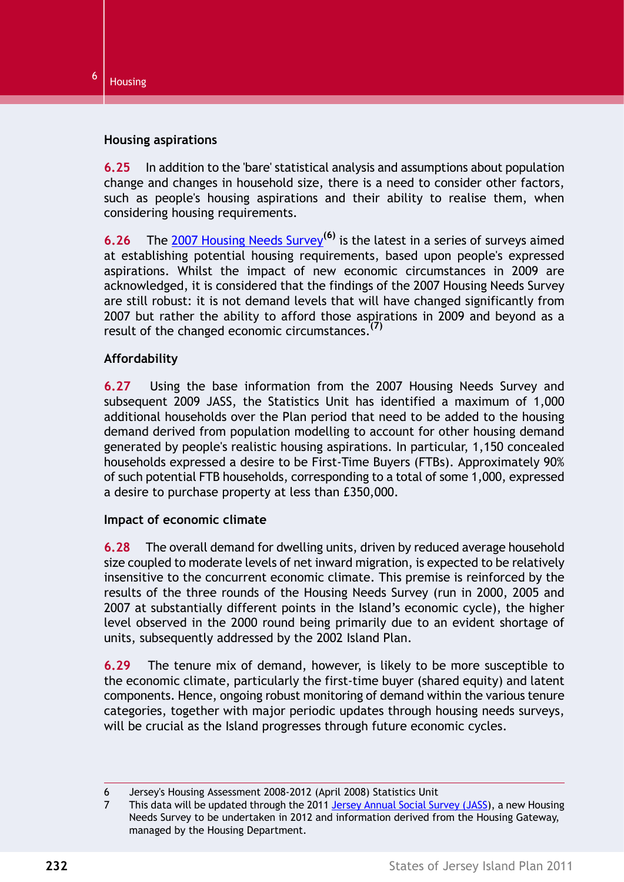### Housing aspirations

**6.25** In addition to the 'bare' statistical analysis and assumptions about population change and changes in household size, there is a need to consider other factors, such as people's housing aspirations and their ability to realise them, when considering housing requirements.

**6.26** The 2007 Housing Needs Survey[(6)] is the latest in a series of surveys aimed at establishing potential housing requirements, based upon people's expressed aspirations. Whilst the impact of new economic circumstances in 2009 are acknowledged, it is considered that the findings of the 2007 Housing Needs Survey are still robust: it is not demand levels that will have changed significantly from 2007 but rather the ability to afford those aspirations in 2009 and beyond as a result of the changed economic circumstances.[(7)]

### Affordability

**6.27** Using the base information from the 2007 Housing Needs Survey and subsequent 2009 JASS, the Statistics Unit has identified a maximum of 1,000 additional households over the Plan period that need to be added to the housing demand derived from population modelling to account for other housing demand generated by people's realistic housing aspirations. In particular, 1,150 concealed households expressed a desire to be First-Time Buyers (FTBs). Approximately 90% of such potential FTB households, corresponding to a total of some 1,000, expressed a desire to purchase property at less than £350,000.

### Impact of economic climate

**6.28** The overall demand for dwelling units, driven by reduced average household size coupled to moderate levels of net inward migration, is expected to be relatively insensitive to the concurrent economic climate. This premise is reinforced by the results of the three rounds of the Housing Needs Survey (run in 2000, 2005 and 2007 at substantially different points in the Island's economic cycle), the higher level observed in the 2000 round being primarily due to an evident shortage of units, subsequently addressed by the 2002 Island Plan.

**6.29** The tenure mix of demand, however, is likely to be more susceptible to the economic climate, particularly the first-time buyer (shared equity) and latent components. Hence, ongoing robust monitoring of demand within the various tenure categories, together with major periodic updates through housing needs surveys, will be crucial as the Island progresses through future economic cycles.

---

6 Jersey's Housing Assessment 2008-2012 (April 2008) Statistics Unit

7 This data will be updated through the 2011 Jersey Annual Social Survey (JASS), a new Housing Needs Survey to be undertaken in 2012 and information derived from the Housing Gateway, managed by the Housing Department.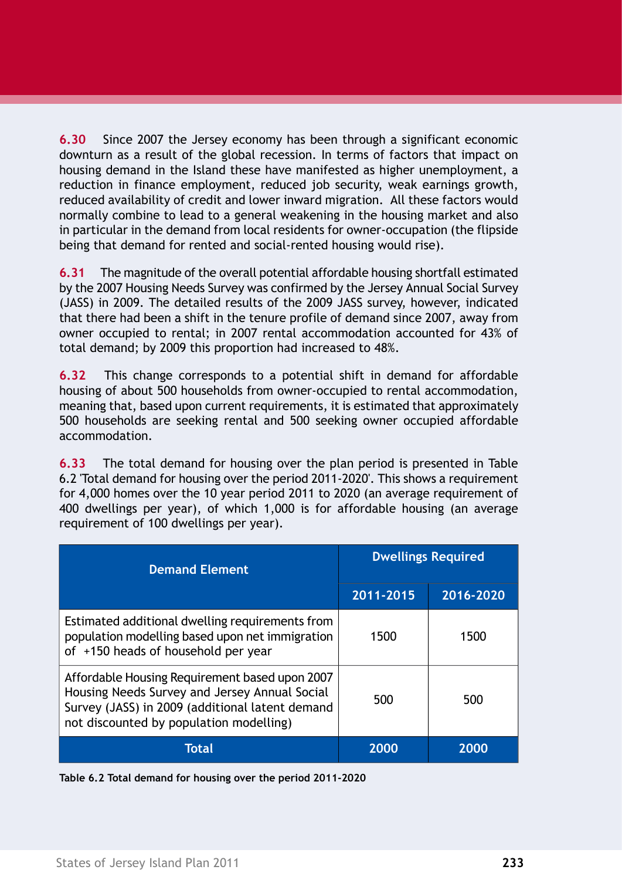**6.30** Since 2007 the Jersey economy has been through a significant economic downturn as a result of the global recession. In terms of factors that impact on housing demand in the Island these have manifested as higher unemployment, a reduction in finance employment, reduced job security, weak earnings growth, reduced availability of credit and lower inward migration. All these factors would normally combine to lead to a general weakening in the housing market and also in particular in the demand from local residents for owner-occupation (the flipside being that demand for rented and social-rented housing would rise).

**6.31** The magnitude of the overall potential affordable housing shortfall estimated by the 2007 Housing Needs Survey was confirmed by the Jersey Annual Social Survey (JASS) in 2009. The detailed results of the 2009 JASS survey, however, indicated that there had been a shift in the tenure profile of demand since 2007, away from owner occupied to rental; in 2007 rental accommodation accounted for 43% of total demand; by 2009 this proportion had increased to 48%.

**6.32** This change corresponds to a potential shift in demand for affordable housing of about 500 households from owner-occupied to rental accommodation, meaning that, based upon current requirements, it is estimated that approximately 500 households are seeking rental and 500 seeking owner occupied affordable accommodation.

**6.33** The total demand for housing over the plan period is presented in Table 6.2 'Total demand for housing over the period 2011-2020'. This shows a requirement for 4,000 homes over the 10 year period 2011 to 2020 (an average requirement of 400 dwellings per year), of which 1,000 is for affordable housing (an average requirement of 100 dwellings per year).

| Demand Element | Dwellings Required | |
|---|---|---|
| | 2011-2015 | 2016-2020 |
| Estimated additional dwelling requirements from population modelling based upon net immigration of +150 heads of household per year | 1500 | 1500 |
| Affordable Housing Requirement based upon 2007 Housing Needs Survey and Jersey Annual Social Survey (JASS) in 2009 (additional latent demand not discounted by population modelling) | 500 | 500 |
| **Total** | **2000** | **2000** |

**Table 6.2 Total demand for housing over the period 2011-2020**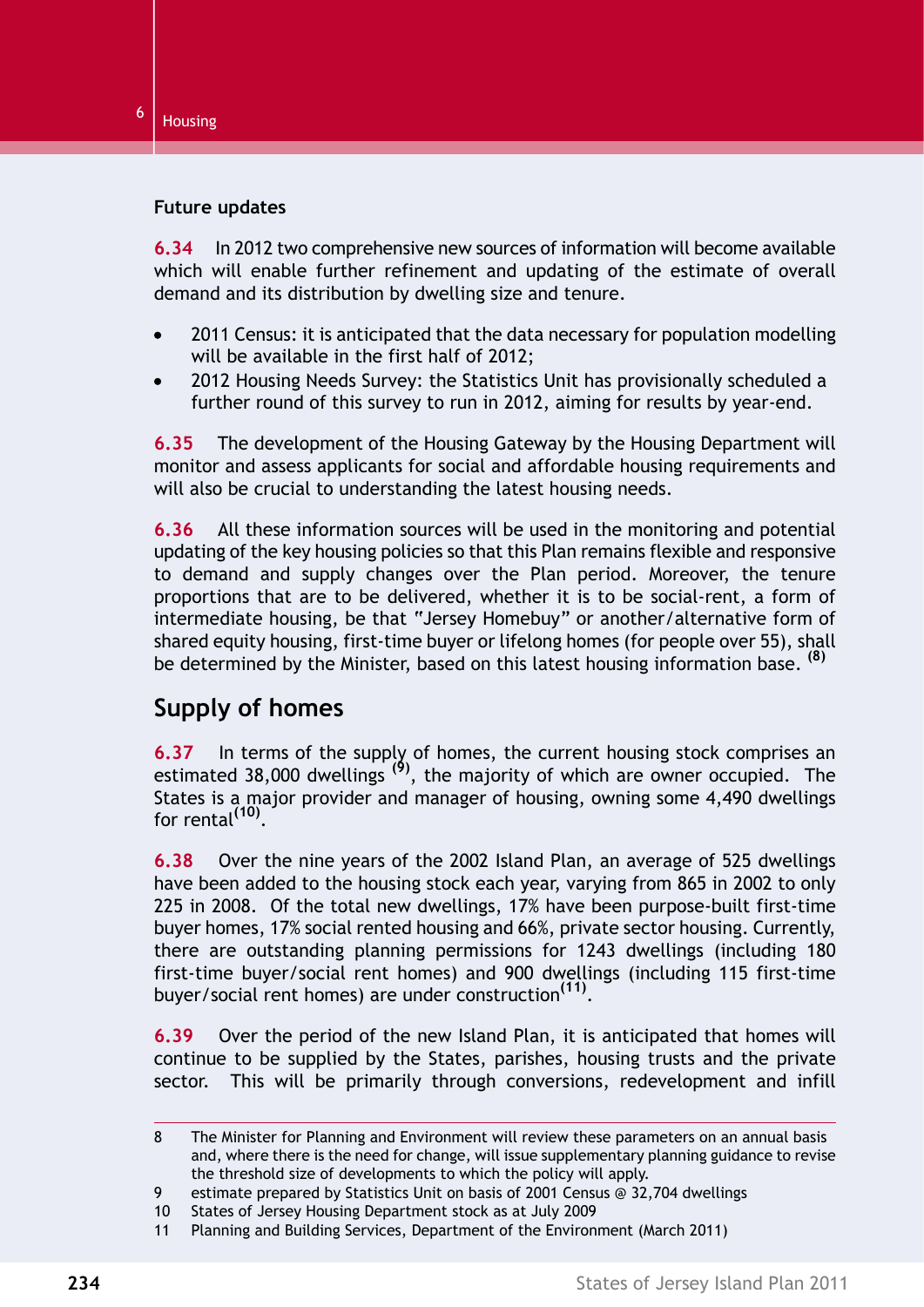### Future updates

**6.34** In 2012 two comprehensive new sources of information will become available which will enable further refinement and updating of the estimate of overall demand and its distribution by dwelling size and tenure.

- 2011 Census: it is anticipated that the data necessary for population modelling will be available in the first half of 2012;
- 2012 Housing Needs Survey: the Statistics Unit has provisionally scheduled a further round of this survey to run in 2012, aiming for results by year-end.

**6.35** The development of the Housing Gateway by the Housing Department will monitor and assess applicants for social and affordable housing requirements and will also be crucial to understanding the latest housing needs.

**6.36** All these information sources will be used in the monitoring and potential updating of the key housing policies so that this Plan remains flexible and responsive to demand and supply changes over the Plan period. Moreover, the tenure proportions that are to be delivered, whether it is to be social-rent, a form of intermediate housing, be that "Jersey Homebuy" or another/alternative form of shared equity housing, first-time buyer or lifelong homes (for people over 55), shall be determined by the Minister, based on this latest housing information base. [8]

## Supply of homes

**6.37** In terms of the supply of homes, the current housing stock comprises an estimated 38,000 dwellings [9], the majority of which are owner occupied. The States is a major provider and manager of housing, owning some 4,490 dwellings for rental[10].

**6.38** Over the nine years of the 2002 Island Plan, an average of 525 dwellings have been added to the housing stock each year, varying from 865 in 2002 to only 225 in 2008. Of the total new dwellings, 17% have been purpose-built first-time buyer homes, 17% social rented housing and 66%, private sector housing. Currently, there are outstanding planning permissions for 1243 dwellings (including 180 first-time buyer/social rent homes) and 900 dwellings (including 115 first-time buyer/social rent homes) are under construction[11].

**6.39** Over the period of the new Island Plan, it is anticipated that homes will continue to be supplied by the States, parishes, housing trusts and the private sector. This will be primarily through conversions, redevelopment and infill

---

8 The Minister for Planning and Environment will review these parameters on an annual basis and, where there is the need for change, will issue supplementary planning guidance to revise the threshold size of developments to which the policy will apply.

9 estimate prepared by Statistics Unit on basis of 2001 Census @ 32,704 dwellings

10 States of Jersey Housing Department stock as at July 2009

11 Planning and Building Services, Department of the Environment (March 2011)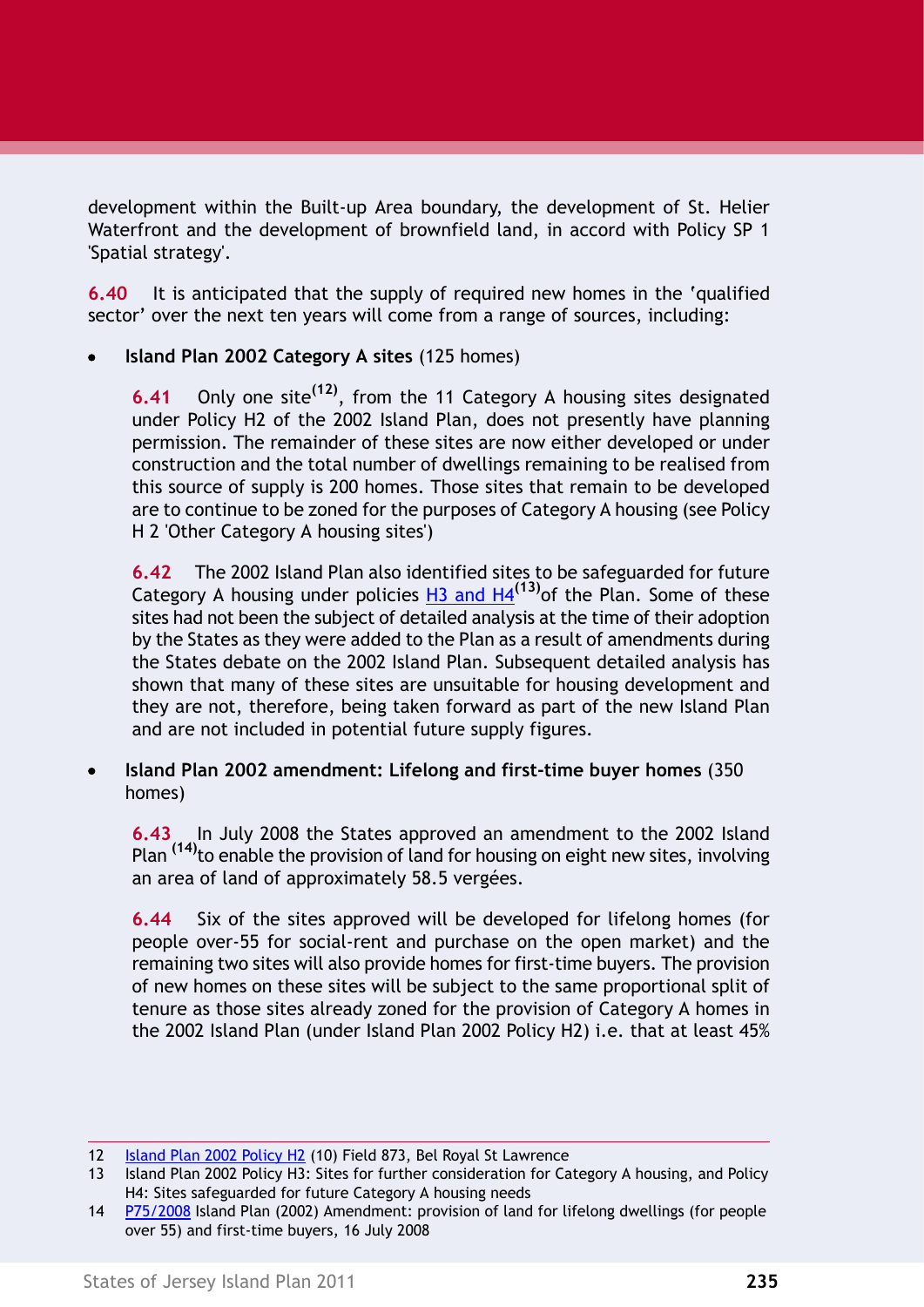development within the Built-up Area boundary, the development of St. Helier Waterfront and the development of brownfield land, in accord with Policy SP 1 'Spatial strategy'.

**6.40** It is anticipated that the supply of required new homes in the 'qualified sector' over the next ten years will come from a range of sources, including:

- **Island Plan 2002 Category A sites** (125 homes)

  **6.41** Only one site[12], from the 11 Category A housing sites designated under Policy H2 of the 2002 Island Plan, does not presently have planning permission. The remainder of these sites are now either developed or under construction and the total number of dwellings remaining to be realised from this source of supply is 200 homes. Those sites that remain to be developed are to continue to be zoned for the purposes of Category A housing (see Policy H 2 'Other Category A housing sites')

  **6.42** The 2002 Island Plan also identified sites to be safeguarded for future Category A housing under policies H3 and H4[13] of the Plan. Some of these sites had not been the subject of detailed analysis at the time of their adoption by the States as they were added to the Plan as a result of amendments during the States debate on the 2002 Island Plan. Subsequent detailed analysis has shown that many of these sites are unsuitable for housing development and they are not, therefore, being taken forward as part of the new Island Plan and are not included in potential future supply figures.

- **Island Plan 2002 amendment: Lifelong and first-time buyer homes** (350 homes)

  **6.43** In July 2008 the States approved an amendment to the 2002 Island Plan [14] to enable the provision of land for housing on eight new sites, involving an area of land of approximately 58.5 vergées.

  **6.44** Six of the sites approved will be developed for lifelong homes (for people over-55 for social-rent and purchase on the open market) and the remaining two sites will also provide homes for first-time buyers. The provision of new homes on these sites will be subject to the same proportional split of tenure as those sites already zoned for the provision of Category A homes in the 2002 Island Plan (under Island Plan 2002 Policy H2) i.e. that at least 45%

---

12 Island Plan 2002 Policy H2 (10) Field 873, Bel Royal St Lawrence

13 Island Plan 2002 Policy H3: Sites for further consideration for Category A housing, and Policy H4: Sites safeguarded for future Category A housing needs

14 P75/2008 Island Plan (2002) Amendment: provision of land for lifelong dwellings (for people over 55) and first-time buyers, 16 July 2008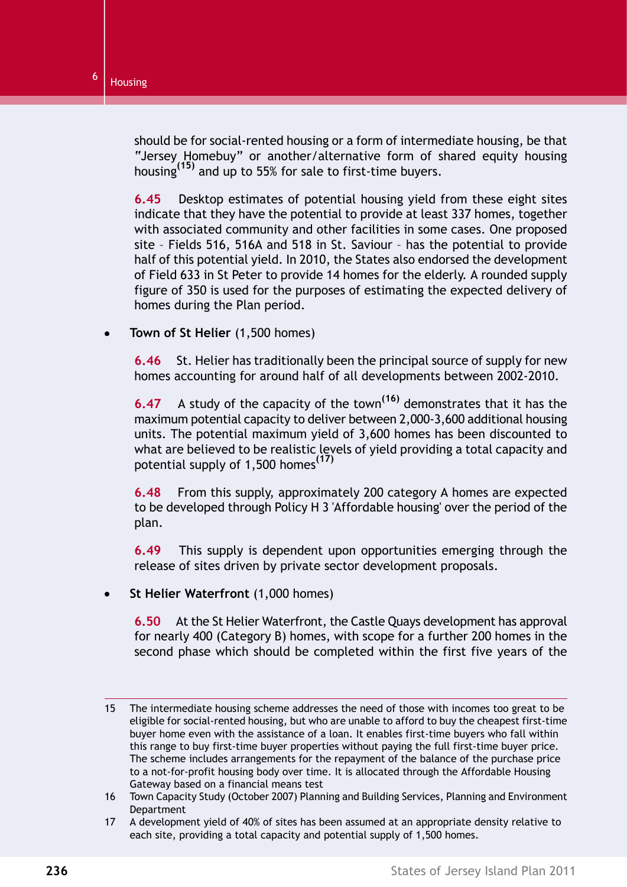should be for social-rented housing or a form of intermediate housing, be that "Jersey Homebuy" or another/alternative form of shared equity housing housing[(15)] and up to 55% for sale to first-time buyers.

**6.45** Desktop estimates of potential housing yield from these eight sites indicate that they have the potential to provide at least 337 homes, together with associated community and other facilities in some cases. One proposed site – Fields 516, 516A and 518 in St. Saviour – has the potential to provide half of this potential yield. In 2010, the States also endorsed the development of Field 633 in St Peter to provide 14 homes for the elderly. A rounded supply figure of 350 is used for the purposes of estimating the expected delivery of homes during the Plan period.

- **Town of St Helier** (1,500 homes)

**6.46** St. Helier has traditionally been the principal source of supply for new homes accounting for around half of all developments between 2002-2010.

**6.47** A study of the capacity of the town[(16)] demonstrates that it has the maximum potential capacity to deliver between 2,000-3,600 additional housing units. The potential maximum yield of 3,600 homes has been discounted to what are believed to be realistic levels of yield providing a total capacity and potential supply of 1,500 homes[(17)]

**6.48** From this supply, approximately 200 category A homes are expected to be developed through Policy H 3 'Affordable housing' over the period of the plan.

**6.49** This supply is dependent upon opportunities emerging through the release of sites driven by private sector development proposals.

- **St Helier Waterfront** (1,000 homes)

**6.50** At the St Helier Waterfront, the Castle Quays development has approval for nearly 400 (Category B) homes, with scope for a further 200 homes in the second phase which should be completed within the first five years of the

---

15 The intermediate housing scheme addresses the need of those with incomes too great to be eligible for social-rented housing, but who are unable to afford to buy the cheapest first-time buyer home even with the assistance of a loan. It enables first-time buyers who fall within this range to buy first-time buyer properties without paying the full first-time buyer price. The scheme includes arrangements for the repayment of the balance of the purchase price to a not-for-profit housing body over time. It is allocated through the Affordable Housing Gateway based on a financial means test

16 Town Capacity Study (October 2007) Planning and Building Services, Planning and Environment Department

17 A development yield of 40% of sites has been assumed at an appropriate density relative to each site, providing a total capacity and potential supply of 1,500 homes.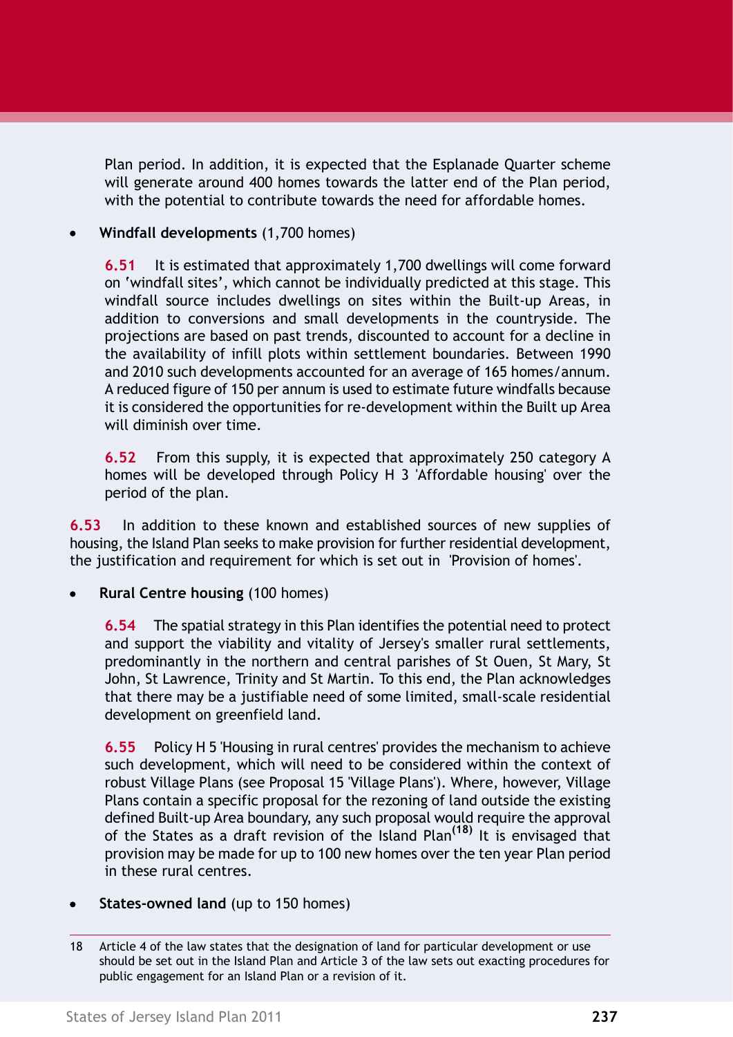Plan period. In addition, it is expected that the Esplanade Quarter scheme will generate around 400 homes towards the latter end of the Plan period, with the potential to contribute towards the need for affordable homes.

- **Windfall developments** (1,700 homes)

  **6.51** It is estimated that approximately 1,700 dwellings will come forward on 'windfall sites', which cannot be individually predicted at this stage. This windfall source includes dwellings on sites within the Built-up Areas, in addition to conversions and small developments in the countryside. The projections are based on past trends, discounted to account for a decline in the availability of infill plots within settlement boundaries. Between 1990 and 2010 such developments accounted for an average of 165 homes/annum. A reduced figure of 150 per annum is used to estimate future windfalls because it is considered the opportunities for re-development within the Built up Area will diminish over time.

  **6.52** From this supply, it is expected that approximately 250 category A homes will be developed through Policy H 3 'Affordable housing' over the period of the plan.

**6.53** In addition to these known and established sources of new supplies of housing, the Island Plan seeks to make provision for further residential development, the justification and requirement for which is set out in 'Provision of homes'.

- **Rural Centre housing** (100 homes)

  **6.54** The spatial strategy in this Plan identifies the potential need to protect and support the viability and vitality of Jersey's smaller rural settlements, predominantly in the northern and central parishes of St Ouen, St Mary, St John, St Lawrence, Trinity and St Martin. To this end, the Plan acknowledges that there may be a justifiable need of some limited, small-scale residential development on greenfield land.

  **6.55** Policy H 5 'Housing in rural centres' provides the mechanism to achieve such development, which will need to be considered within the context of robust Village Plans (see Proposal 15 'Village Plans'). Where, however, Village Plans contain a specific proposal for the rezoning of land outside the existing defined Built-up Area boundary, any such proposal would require the approval of the States as a draft revision of the Island Plan[18] It is envisaged that provision may be made for up to 100 new homes over the ten year Plan period in these rural centres.

- **States-owned land** (up to 150 homes)

---

18 Article 4 of the law states that the designation of land for particular development or use should be set out in the Island Plan and Article 3 of the law sets out exacting procedures for public engagement for an Island Plan or a revision of it.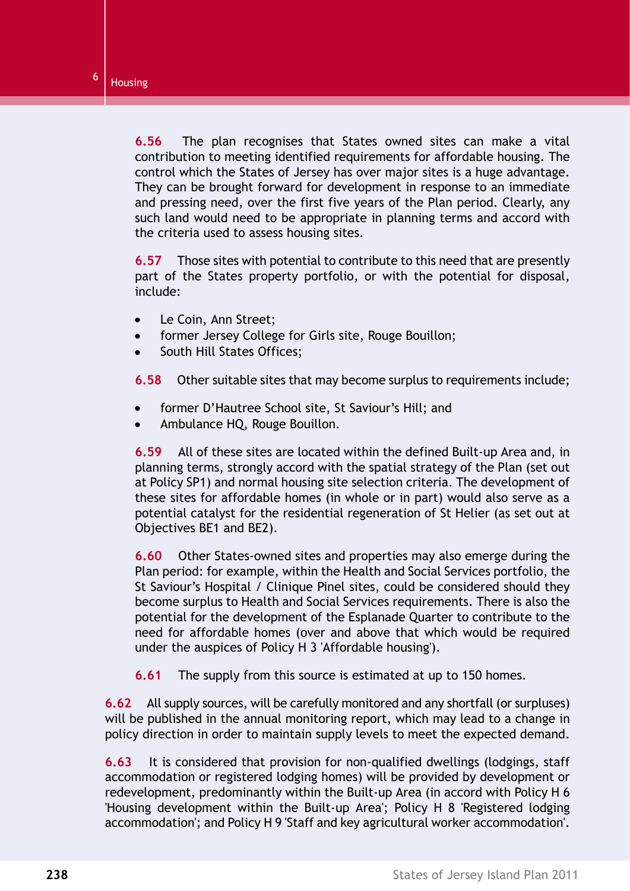**6.56** The plan recognises that States owned sites can make a vital contribution to meeting identified requirements for affordable housing. The control which the States of Jersey has over major sites is a huge advantage. They can be brought forward for development in response to an immediate and pressing need, over the first five years of the Plan period. Clearly, any such land would need to be appropriate in planning terms and accord with the criteria used to assess housing sites.

**6.57** Those sites with potential to contribute to this need that are presently part of the States property portfolio, or with the potential for disposal, include:

- Le Coin, Ann Street;
- former Jersey College for Girls site, Rouge Bouillon;
- South Hill States Offices;

**6.58** Other suitable sites that may become surplus to requirements include;

- former D'Hautree School site, St Saviour's Hill; and
- Ambulance HQ, Rouge Bouillon.

**6.59** All of these sites are located within the defined Built-up Area and, in planning terms, strongly accord with the spatial strategy of the Plan (set out at Policy SP1) and normal housing site selection criteria. The development of these sites for affordable homes (in whole or in part) would also serve as a potential catalyst for the residential regeneration of St Helier (as set out at Objectives BE1 and BE2).

**6.60** Other States-owned sites and properties may also emerge during the Plan period: for example, within the Health and Social Services portfolio, the St Saviour's Hospital / Clinique Pinel sites, could be considered should they become surplus to Health and Social Services requirements. There is also the potential for the development of the Esplanade Quarter to contribute to the need for affordable homes (over and above that which would be required under the auspices of Policy H 3 'Affordable housing').

**6.61** The supply from this source is estimated at up to 150 homes.

**6.62** All supply sources, will be carefully monitored and any shortfall (or surpluses) will be published in the annual monitoring report, which may lead to a change in policy direction in order to maintain supply levels to meet the expected demand.

**6.63** It is considered that provision for non-qualified dwellings (lodgings, staff accommodation or registered lodging homes) will be provided by development or redevelopment, predominantly within the Built-up Area (in accord with Policy H 6 'Housing development within the Built-up Area'; Policy H 8 'Registered lodging accommodation'; and Policy H 9 'Staff and key agricultural worker accommodation'.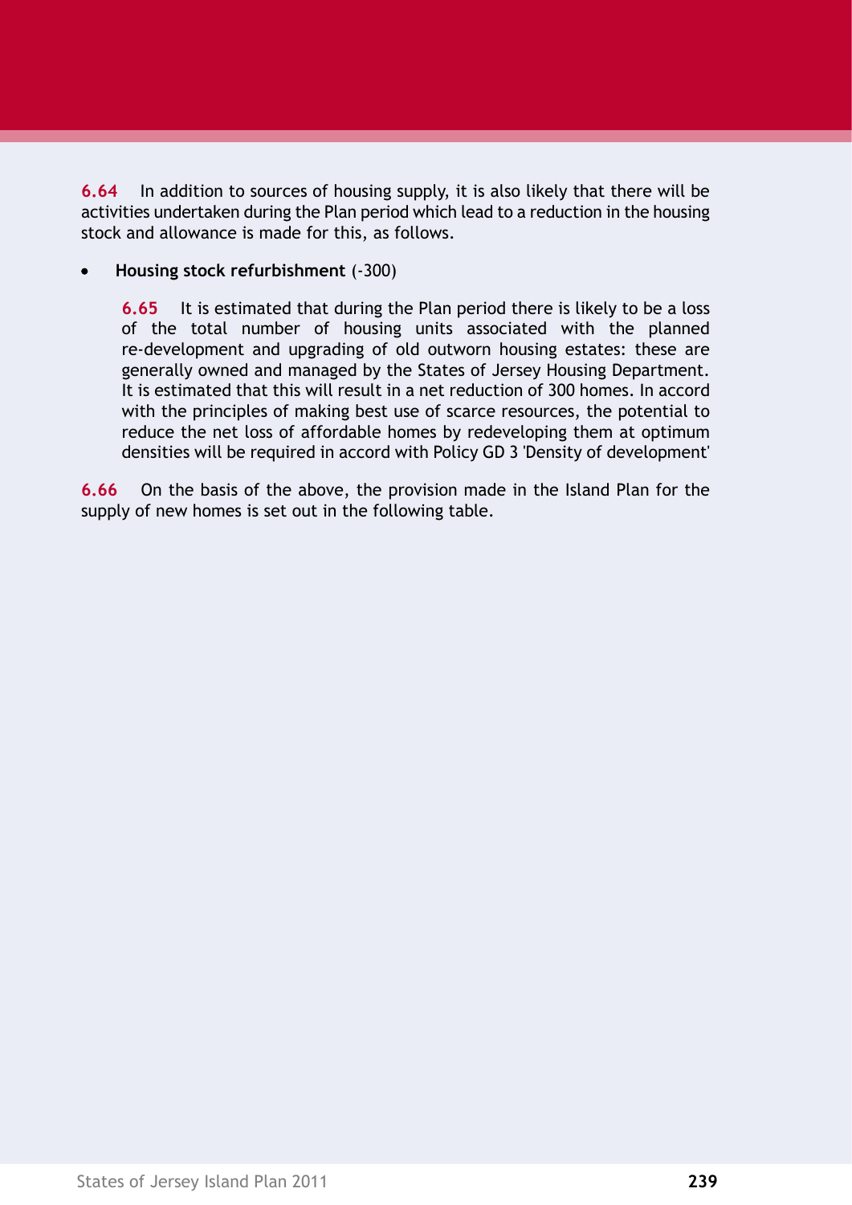**6.64** In addition to sources of housing supply, it is also likely that there will be activities undertaken during the Plan period which lead to a reduction in the housing stock and allowance is made for this, as follows.

- **Housing stock refurbishment** (-300)

  **6.65** It is estimated that during the Plan period there is likely to be a loss of the total number of housing units associated with the planned re-development and upgrading of old outworn housing estates: these are generally owned and managed by the States of Jersey Housing Department. It is estimated that this will result in a net reduction of 300 homes. In accord with the principles of making best use of scarce resources, the potential to reduce the net loss of affordable homes by redeveloping them at optimum densities will be required in accord with Policy GD 3 'Density of development'

**6.66** On the basis of the above, the provision made in the Island Plan for the supply of new homes is set out in the following table.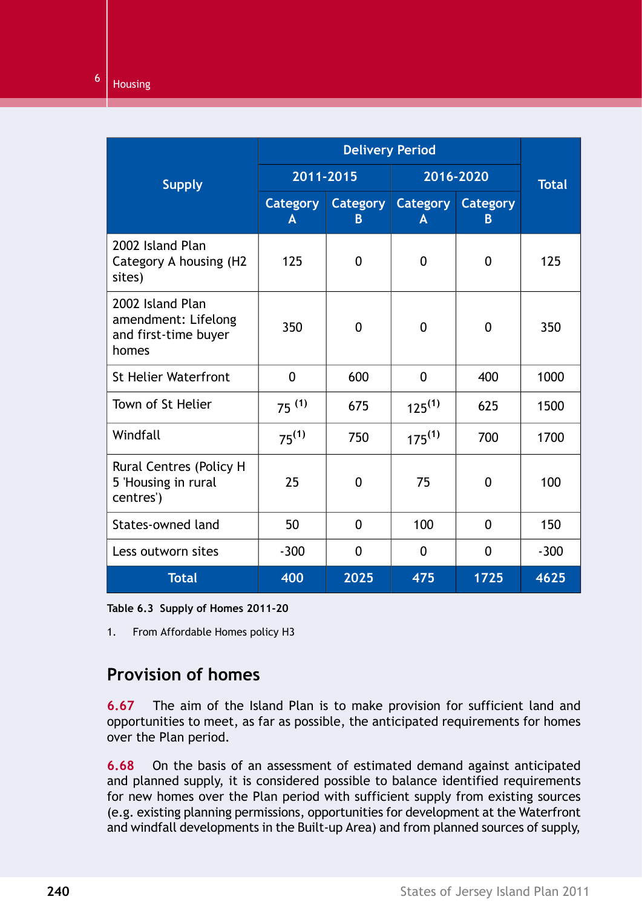| Supply | Delivery Period | | | | Total |
|---|---|---|---|---|---|
| | 2011-2015 | | 2016-2020 | | |
| | Category A | Category B | Category A | Category B | |
| 2002 Island Plan Category A housing (H2 sites) | 125 | 0 | 0 | 0 | 125 |
| 2002 Island Plan amendment: Lifelong and first-time buyer homes | 350 | 0 | 0 | 0 | 350 |
| St Helier Waterfront | 0 | 600 | 0 | 400 | 1000 |
| Town of St Helier | 75 (1) | 675 | 125(1) | 625 | 1500 |
| Windfall | 75(1) | 750 | 175(1) | 700 | 1700 |
| Rural Centres (Policy H 5 'Housing in rural centres') | 25 | 0 | 75 | 0 | 100 |
| States-owned land | 50 | 0 | 100 | 0 | 150 |
| Less outworn sites | -300 | 0 | 0 | 0 | -300 |
| **Total** | **400** | **2025** | **475** | **1725** | **4625** |

**Table 6.3 Supply of Homes 2011-20**

1. From Affordable Homes policy H3

## Provision of homes

**6.67** The aim of the Island Plan is to make provision for sufficient land and opportunities to meet, as far as possible, the anticipated requirements for homes over the Plan period.

**6.68** On the basis of an assessment of estimated demand against anticipated and planned supply, it is considered possible to balance identified requirements for new homes over the Plan period with sufficient supply from existing sources (e.g. existing planning permissions, opportunities for development at the Waterfront and windfall developments in the Built-up Area) and from planned sources of supply,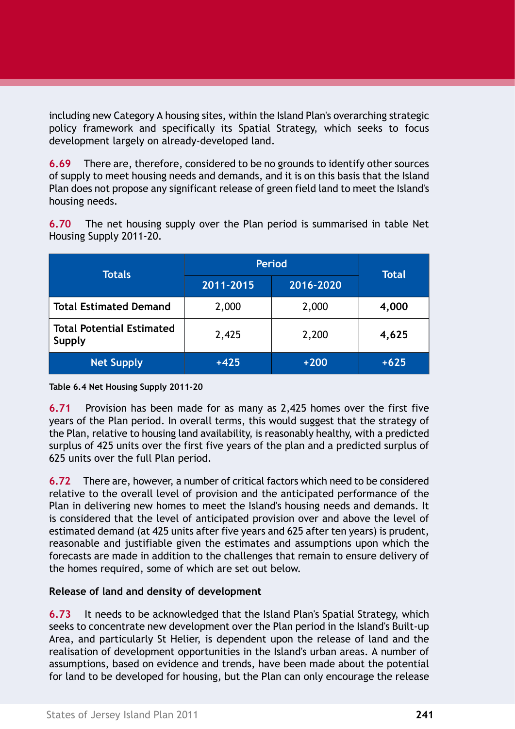including new Category A housing sites, within the Island Plan's overarching strategic policy framework and specifically its Spatial Strategy, which seeks to focus development largely on already-developed land.

**6.69** There are, therefore, considered to be no grounds to identify other sources of supply to meet housing needs and demands, and it is on this basis that the Island Plan does not propose any significant release of green field land to meet the Island's housing needs.

**6.70** The net housing supply over the Plan period is summarised in table Net Housing Supply 2011-20.

| Totals | Period | | Total |
|---|---|---|---|
| | 2011-2015 | 2016-2020 | |
| **Total Estimated Demand** | 2,000 | 2,000 | **4,000** |
| **Total Potential Estimated Supply** | 2,425 | 2,200 | **4,625** |
| **Net Supply** | **+425** | **+200** | **+625** |

**Table 6.4 Net Housing Supply 2011-20**

**6.71** Provision has been made for as many as 2,425 homes over the first five years of the Plan period. In overall terms, this would suggest that the strategy of the Plan, relative to housing land availability, is reasonably healthy, with a predicted surplus of 425 units over the first five years of the plan and a predicted surplus of 625 units over the full Plan period.

**6.72** There are, however, a number of critical factors which need to be considered relative to the overall level of provision and the anticipated performance of the Plan in delivering new homes to meet the Island's housing needs and demands. It is considered that the level of anticipated provision over and above the level of estimated demand (at 425 units after five years and 625 after ten years) is prudent, reasonable and justifiable given the estimates and assumptions upon which the forecasts are made in addition to the challenges that remain to ensure delivery of the homes required, some of which are set out below.

### Release of land and density of development

**6.73** It needs to be acknowledged that the Island Plan's Spatial Strategy, which seeks to concentrate new development over the Plan period in the Island's Built-up Area, and particularly St Helier, is dependent upon the release of land and the realisation of development opportunities in the Island's urban areas. A number of assumptions, based on evidence and trends, have been made about the potential for land to be developed for housing, but the Plan can only encourage the release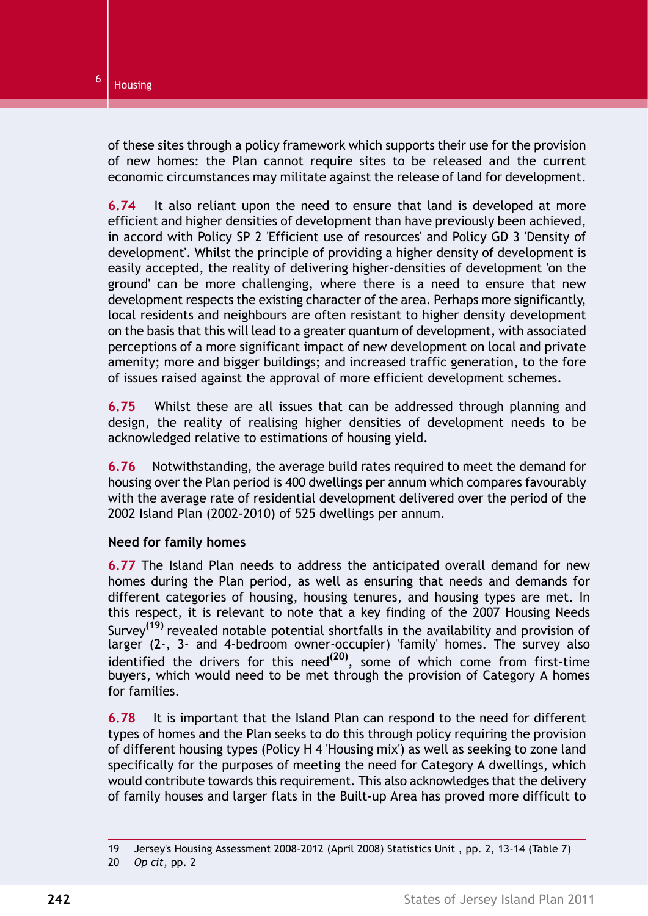of these sites through a policy framework which supports their use for the provision of new homes: the Plan cannot require sites to be released and the current economic circumstances may militate against the release of land for development.

**6.74** It also reliant upon the need to ensure that land is developed at more efficient and higher densities of development than have previously been achieved, in accord with Policy SP 2 'Efficient use of resources' and Policy GD 3 'Density of development'. Whilst the principle of providing a higher density of development is easily accepted, the reality of delivering higher-densities of development 'on the ground' can be more challenging, where there is a need to ensure that new development respects the existing character of the area. Perhaps more significantly, local residents and neighbours are often resistant to higher density development on the basis that this will lead to a greater quantum of development, with associated perceptions of a more significant impact of new development on local and private amenity; more and bigger buildings; and increased traffic generation, to the fore of issues raised against the approval of more efficient development schemes.

**6.75** Whilst these are all issues that can be addressed through planning and design, the reality of realising higher densities of development needs to be acknowledged relative to estimations of housing yield.

**6.76** Notwithstanding, the average build rates required to meet the demand for housing over the Plan period is 400 dwellings per annum which compares favourably with the average rate of residential development delivered over the period of the 2002 Island Plan (2002-2010) of 525 dwellings per annum.

### Need for family homes

**6.77** The Island Plan needs to address the anticipated overall demand for new homes during the Plan period, as well as ensuring that needs and demands for different categories of housing, housing tenures, and housing types are met. In this respect, it is relevant to note that a key finding of the 2007 Housing Needs Survey[19] revealed notable potential shortfalls in the availability and provision of larger (2-, 3- and 4-bedroom owner-occupier) 'family' homes. The survey also identified the drivers for this need[20], some of which come from first-time buyers, which would need to be met through the provision of Category A homes for families.

**6.78** It is important that the Island Plan can respond to the need for different types of homes and the Plan seeks to do this through policy requiring the provision of different housing types (Policy H 4 'Housing mix') as well as seeking to zone land specifically for the purposes of meeting the need for Category A dwellings, which would contribute towards this requirement. This also acknowledges that the delivery of family houses and larger flats in the Built-up Area has proved more difficult to

---

19 Jersey's Housing Assessment 2008-2012 (April 2008) Statistics Unit , pp. 2, 13-14 (Table 7)

20 *Op cit*, pp. 2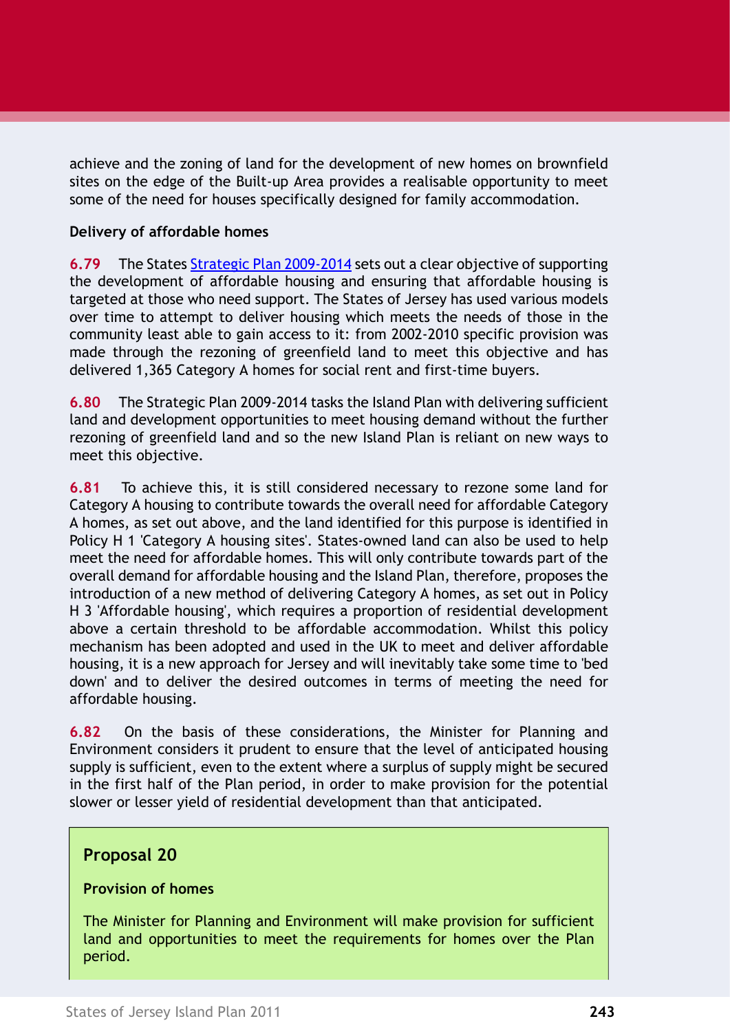achieve and the zoning of land for the development of new homes on brownfield sites on the edge of the Built-up Area provides a realisable opportunity to meet some of the need for houses specifically designed for family accommodation.

**Delivery of affordable homes**

**6.79** The States Strategic Plan 2009-2014 sets out a clear objective of supporting the development of affordable housing and ensuring that affordable housing is targeted at those who need support. The States of Jersey has used various models over time to attempt to deliver housing which meets the needs of those in the community least able to gain access to it: from 2002-2010 specific provision was made through the rezoning of greenfield land to meet this objective and has delivered 1,365 Category A homes for social rent and first-time buyers.

**6.80** The Strategic Plan 2009-2014 tasks the Island Plan with delivering sufficient land and development opportunities to meet housing demand without the further rezoning of greenfield land and so the new Island Plan is reliant on new ways to meet this objective.

**6.81** To achieve this, it is still considered necessary to rezone some land for Category A housing to contribute towards the overall need for affordable Category A homes, as set out above, and the land identified for this purpose is identified in Policy H 1 'Category A housing sites'. States-owned land can also be used to help meet the need for affordable homes. This will only contribute towards part of the overall demand for affordable housing and the Island Plan, therefore, proposes the introduction of a new method of delivering Category A homes, as set out in Policy H 3 'Affordable housing', which requires a proportion of residential development above a certain threshold to be affordable accommodation. Whilst this policy mechanism has been adopted and used in the UK to meet and deliver affordable housing, it is a new approach for Jersey and will inevitably take some time to 'bed down' and to deliver the desired outcomes in terms of meeting the need for affordable housing.

**6.82** On the basis of these considerations, the Minister for Planning and Environment considers it prudent to ensure that the level of anticipated housing supply is sufficient, even to the extent where a surplus of supply might be secured in the first half of the Plan period, in order to make provision for the potential slower or lesser yield of residential development than that anticipated.

## Proposal 20

**Provision of homes**

The Minister for Planning and Environment will make provision for sufficient land and opportunities to meet the requirements for homes over the Plan period.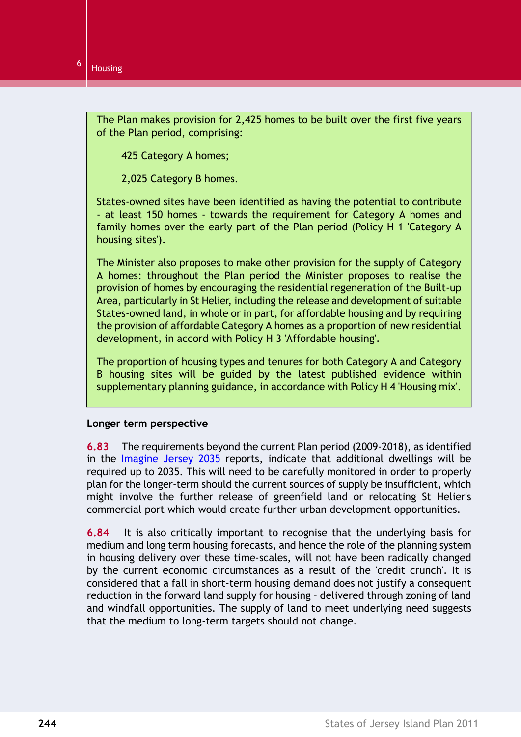The Plan makes provision for 2,425 homes to be built over the first five years of the Plan period, comprising:

> 425 Category A homes;
>
> 2,025 Category B homes.

States-owned sites have been identified as having the potential to contribute - at least 150 homes - towards the requirement for Category A homes and family homes over the early part of the Plan period (Policy H 1 'Category A housing sites').

The Minister also proposes to make other provision for the supply of Category A homes: throughout the Plan period the Minister proposes to realise the provision of homes by encouraging the residential regeneration of the Built-up Area, particularly in St Helier, including the release and development of suitable States-owned land, in whole or in part, for affordable housing and by requiring the provision of affordable Category A homes as a proportion of new residential development, in accord with Policy H 3 'Affordable housing'.

The proportion of housing types and tenures for both Category A and Category B housing sites will be guided by the latest published evidence within supplementary planning guidance, in accordance with Policy H 4 'Housing mix'.

**Longer term perspective**

**6.83** The requirements beyond the current Plan period (2009-2018), as identified in the Imagine Jersey 2035 reports, indicate that additional dwellings will be required up to 2035. This will need to be carefully monitored in order to properly plan for the longer-term should the current sources of supply be insufficient, which might involve the further release of greenfield land or relocating St Helier's commercial port which would create further urban development opportunities.

**6.84** It is also critically important to recognise that the underlying basis for medium and long term housing forecasts, and hence the role of the planning system in housing delivery over these time-scales, will not have been radically changed by the current economic circumstances as a result of the 'credit crunch'. It is considered that a fall in short-term housing demand does not justify a consequent reduction in the forward land supply for housing – delivered through zoning of land and windfall opportunities. The supply of land to meet underlying need suggests that the medium to long-term targets should not change.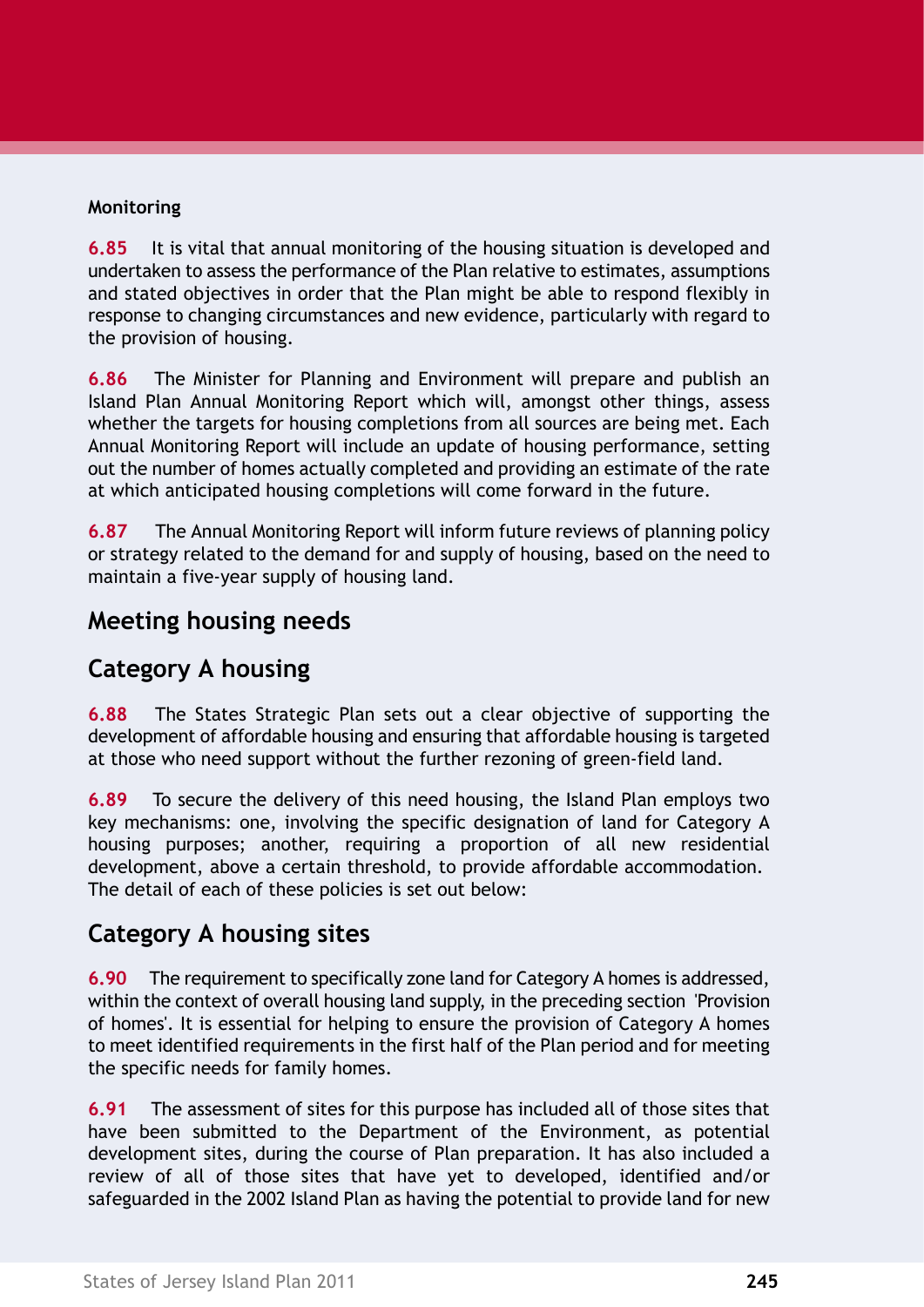**Monitoring**

**6.85** It is vital that annual monitoring of the housing situation is developed and undertaken to assess the performance of the Plan relative to estimates, assumptions and stated objectives in order that the Plan might be able to respond flexibly in response to changing circumstances and new evidence, particularly with regard to the provision of housing.

**6.86** The Minister for Planning and Environment will prepare and publish an Island Plan Annual Monitoring Report which will, amongst other things, assess whether the targets for housing completions from all sources are being met. Each Annual Monitoring Report will include an update of housing performance, setting out the number of homes actually completed and providing an estimate of the rate at which anticipated housing completions will come forward in the future.

**6.87** The Annual Monitoring Report will inform future reviews of planning policy or strategy related to the demand for and supply of housing, based on the need to maintain a five-year supply of housing land.

## Meeting housing needs

## Category A housing

**6.88** The States Strategic Plan sets out a clear objective of supporting the development of affordable housing and ensuring that affordable housing is targeted at those who need support without the further rezoning of green-field land.

**6.89** To secure the delivery of this need housing, the Island Plan employs two key mechanisms: one, involving the specific designation of land for Category A housing purposes; another, requiring a proportion of all new residential development, above a certain threshold, to provide affordable accommodation. The detail of each of these policies is set out below:

## Category A housing sites

**6.90** The requirement to specifically zone land for Category A homes is addressed, within the context of overall housing land supply, in the preceding section 'Provision of homes'. It is essential for helping to ensure the provision of Category A homes to meet identified requirements in the first half of the Plan period and for meeting the specific needs for family homes.

**6.91** The assessment of sites for this purpose has included all of those sites that have been submitted to the Department of the Environment, as potential development sites, during the course of Plan preparation. It has also included a review of all of those sites that have yet to developed, identified and/or safeguarded in the 2002 Island Plan as having the potential to provide land for new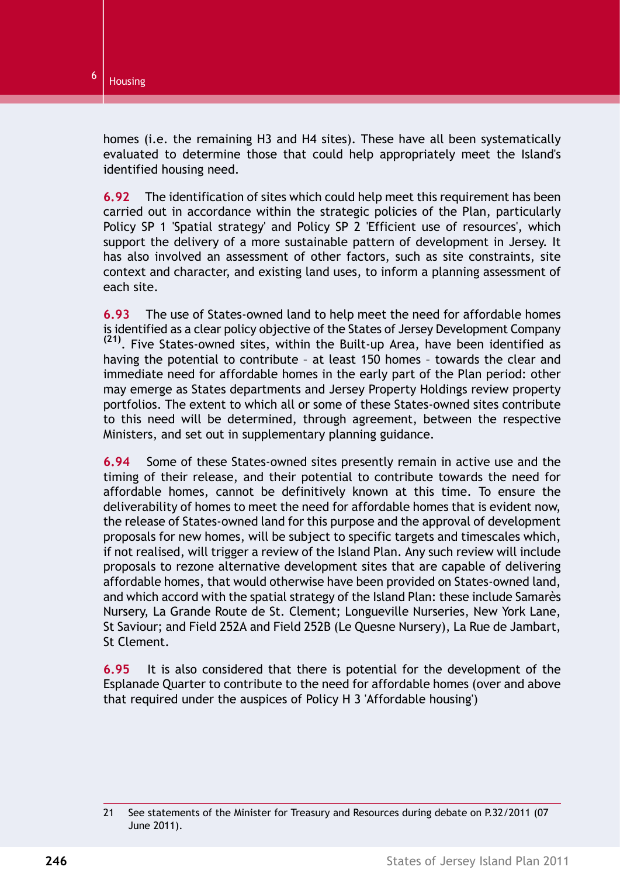homes (i.e. the remaining H3 and H4 sites). These have all been systematically evaluated to determine those that could help appropriately meet the Island's identified housing need.

**6.92** The identification of sites which could help meet this requirement has been carried out in accordance within the strategic policies of the Plan, particularly Policy SP 1 'Spatial strategy' and Policy SP 2 'Efficient use of resources', which support the delivery of a more sustainable pattern of development in Jersey. It has also involved an assessment of other factors, such as site constraints, site context and character, and existing land uses, to inform a planning assessment of each site.

**6.93** The use of States-owned land to help meet the need for affordable homes is identified as a clear policy objective of the States of Jersey Development Company [(21)]. Five States-owned sites, within the Built-up Area, have been identified as having the potential to contribute – at least 150 homes – towards the clear and immediate need for affordable homes in the early part of the Plan period: other may emerge as States departments and Jersey Property Holdings review property portfolios. The extent to which all or some of these States-owned sites contribute to this need will be determined, through agreement, between the respective Ministers, and set out in supplementary planning guidance.

**6.94** Some of these States-owned sites presently remain in active use and the timing of their release, and their potential to contribute towards the need for affordable homes, cannot be definitively known at this time. To ensure the deliverability of homes to meet the need for affordable homes that is evident now, the release of States-owned land for this purpose and the approval of development proposals for new homes, will be subject to specific targets and timescales which, if not realised, will trigger a review of the Island Plan. Any such review will include proposals to rezone alternative development sites that are capable of delivering affordable homes, that would otherwise have been provided on States-owned land, and which accord with the spatial strategy of the Island Plan: these include Samarès Nursery, La Grande Route de St. Clement; Longueville Nurseries, New York Lane, St Saviour; and Field 252A and Field 252B (Le Quesne Nursery), La Rue de Jambart, St Clement.

**6.95** It is also considered that there is potential for the development of the Esplanade Quarter to contribute to the need for affordable homes (over and above that required under the auspices of Policy H 3 'Affordable housing')

---

21 See statements of the Minister for Treasury and Resources during debate on P.32/2011 (07 June 2011).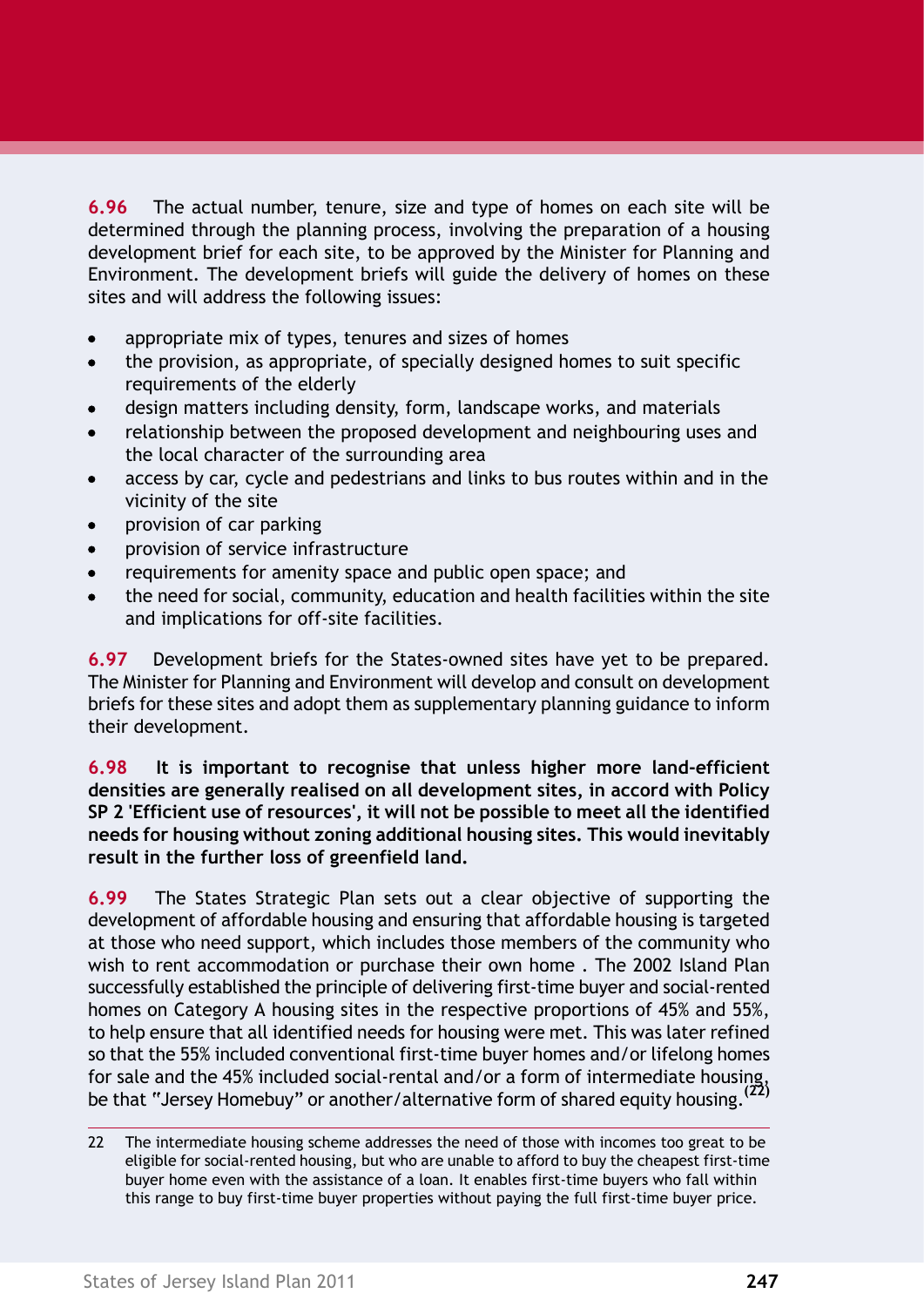**6.96** The actual number, tenure, size and type of homes on each site will be determined through the planning process, involving the preparation of a housing development brief for each site, to be approved by the Minister for Planning and Environment. The development briefs will guide the delivery of homes on these sites and will address the following issues:

- appropriate mix of types, tenures and sizes of homes
- the provision, as appropriate, of specially designed homes to suit specific requirements of the elderly
- design matters including density, form, landscape works, and materials
- relationship between the proposed development and neighbouring uses and the local character of the surrounding area
- access by car, cycle and pedestrians and links to bus routes within and in the vicinity of the site
- provision of car parking
- provision of service infrastructure
- requirements for amenity space and public open space; and
- the need for social, community, education and health facilities within the site and implications for off-site facilities.

**6.97** Development briefs for the States-owned sites have yet to be prepared. The Minister for Planning and Environment will develop and consult on development briefs for these sites and adopt them as supplementary planning guidance to inform their development.

**6.98 It is important to recognise that unless higher more land-efficient densities are generally realised on all development sites, in accord with Policy SP 2 'Efficient use of resources', it will not be possible to meet all the identified needs for housing without zoning additional housing sites. This would inevitably result in the further loss of greenfield land.**

**6.99** The States Strategic Plan sets out a clear objective of supporting the development of affordable housing and ensuring that affordable housing is targeted at those who need support, which includes those members of the community who wish to rent accommodation or purchase their own home . The 2002 Island Plan successfully established the principle of delivering first-time buyer and social-rented homes on Category A housing sites in the respective proportions of 45% and 55%, to help ensure that all identified needs for housing were met. This was later refined so that the 55% included conventional first-time buyer homes and/or lifelong homes for sale and the 45% included social-rental and/or a form of intermediate housing, be that "Jersey Homebuy" or another/alternative form of shared equity housing.[22]

22 The intermediate housing scheme addresses the need of those with incomes too great to be eligible for social-rented housing, but who are unable to afford to buy the cheapest first-time buyer home even with the assistance of a loan. It enables first-time buyers who fall within this range to buy first-time buyer properties without paying the full first-time buyer price.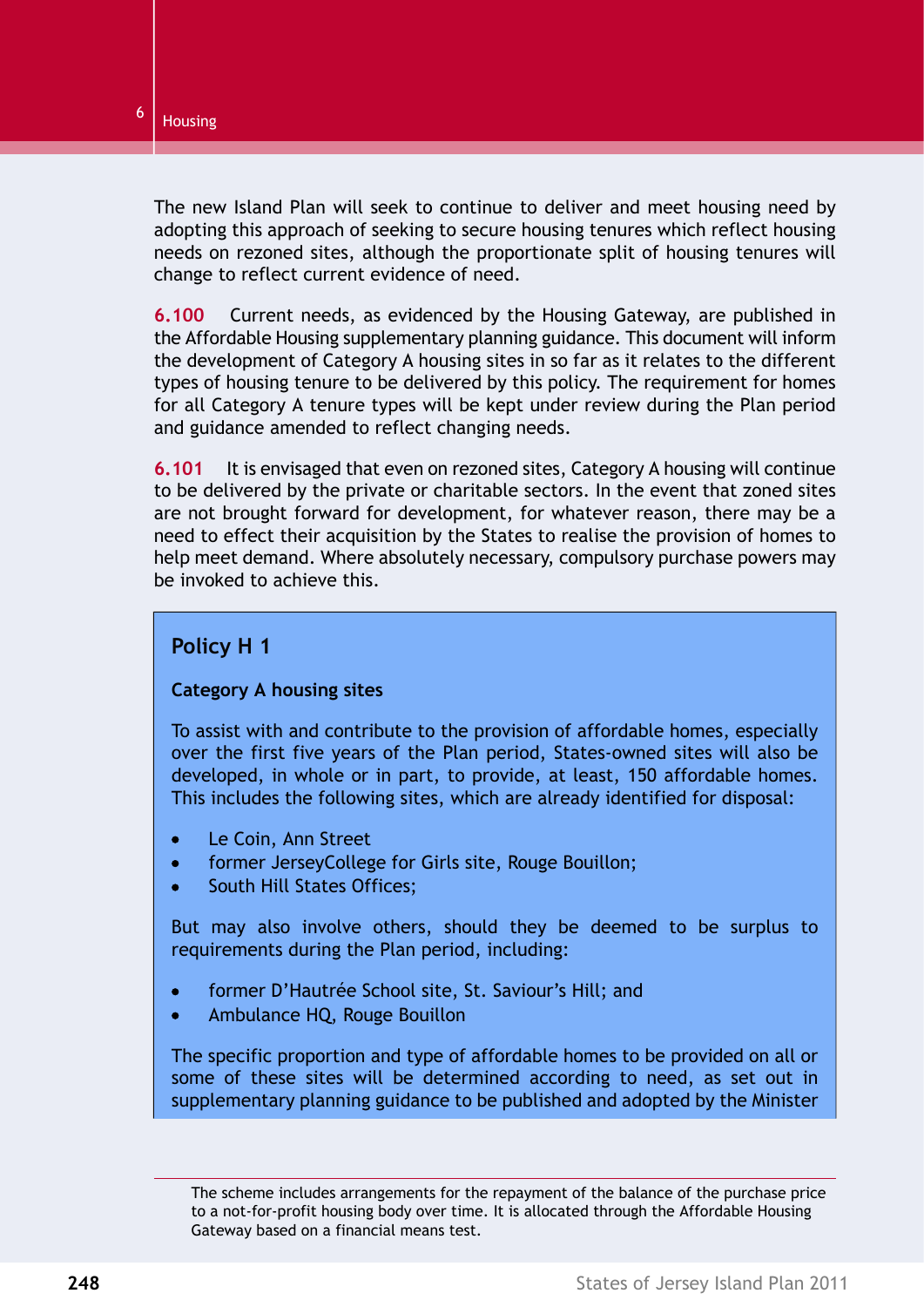The new Island Plan will seek to continue to deliver and meet housing need by adopting this approach of seeking to secure housing tenures which reflect housing needs on rezoned sites, although the proportionate split of housing tenures will change to reflect current evidence of need.

**6.100** Current needs, as evidenced by the Housing Gateway, are published in the Affordable Housing supplementary planning guidance. This document will inform the development of Category A housing sites in so far as it relates to the different types of housing tenure to be delivered by this policy. The requirement for homes for all Category A tenure types will be kept under review during the Plan period and guidance amended to reflect changing needs.

**6.101** It is envisaged that even on rezoned sites, Category A housing will continue to be delivered by the private or charitable sectors. In the event that zoned sites are not brought forward for development, for whatever reason, there may be a need to effect their acquisition by the States to realise the provision of homes to help meet demand. Where absolutely necessary, compulsory purchase powers may be invoked to achieve this.

## Policy H 1

**Category A housing sites**

To assist with and contribute to the provision of affordable homes, especially over the first five years of the Plan period, States-owned sites will also be developed, in whole or in part, to provide, at least, 150 affordable homes. This includes the following sites, which are already identified for disposal:

- Le Coin, Ann Street
- former JerseyCollege for Girls site, Rouge Bouillon;
- South Hill States Offices;

But may also involve others, should they be deemed to be surplus to requirements during the Plan period, including:

- former D'Hautrée School site, St. Saviour's Hill; and
- Ambulance HQ, Rouge Bouillon

The specific proportion and type of affordable homes to be provided on all or some of these sites will be determined according to need, as set out in supplementary planning guidance to be published and adopted by the Minister

---

The scheme includes arrangements for the repayment of the balance of the purchase price to a not-for-profit housing body over time. It is allocated through the Affordable Housing Gateway based on a financial means test.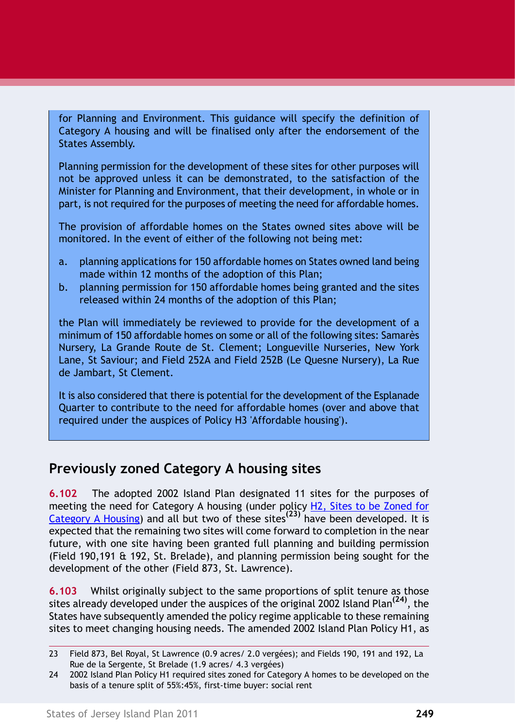for Planning and Environment. This guidance will specify the definition of Category A housing and will be finalised only after the endorsement of the States Assembly.

Planning permission for the development of these sites for other purposes will not be approved unless it can be demonstrated, to the satisfaction of the Minister for Planning and Environment, that their development, in whole or in part, is not required for the purposes of meeting the need for affordable homes.

The provision of affordable homes on the States owned sites above will be monitored. In the event of either of the following not being met:

a. planning applications for 150 affordable homes on States owned land being made within 12 months of the adoption of this Plan;
b. planning permission for 150 affordable homes being granted and the sites released within 24 months of the adoption of this Plan;

the Plan will immediately be reviewed to provide for the development of a minimum of 150 affordable homes on some or all of the following sites: Samarès Nursery, La Grande Route de St. Clement; Longueville Nurseries, New York Lane, St Saviour; and Field 252A and Field 252B (Le Quesne Nursery), La Rue de Jambart, St Clement.

It is also considered that there is potential for the development of the Esplanade Quarter to contribute to the need for affordable homes (over and above that required under the auspices of Policy H3 'Affordable housing').

## Previously zoned Category A housing sites

**6.102** The adopted 2002 Island Plan designated 11 sites for the purposes of meeting the need for Category A housing (under policy H2, Sites to be Zoned for Category A Housing) and all but two of these sites[23] have been developed. It is expected that the remaining two sites will come forward to completion in the near future, with one site having been granted full planning and building permission (Field 190,191 & 192, St. Brelade), and planning permission being sought for the development of the other (Field 873, St. Lawrence).

**6.103** Whilst originally subject to the same proportions of split tenure as those sites already developed under the auspices of the original 2002 Island Plan[24], the States have subsequently amended the policy regime applicable to these remaining sites to meet changing housing needs. The amended 2002 Island Plan Policy H1, as

23 Field 873, Bel Royal, St Lawrence (0.9 acres/ 2.0 vergées); and Fields 190, 191 and 192, La Rue de la Sergente, St Brelade (1.9 acres/ 4.3 vergées)

24 2002 Island Plan Policy H1 required sites zoned for Category A homes to be developed on the basis of a tenure split of 55%:45%, first-time buyer: social rent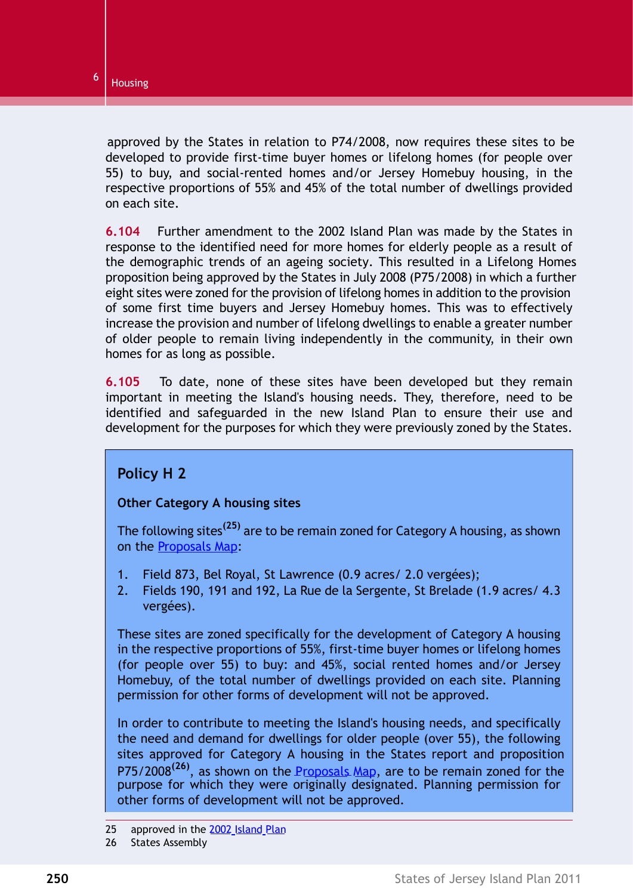approved by the States in relation to P74/2008, now requires these sites to be developed to provide first-time buyer homes or lifelong homes (for people over 55) to buy, and social-rented homes and/or Jersey Homebuy housing, in the respective proportions of 55% and 45% of the total number of dwellings provided on each site.

**6.104** Further amendment to the 2002 Island Plan was made by the States in response to the identified need for more homes for elderly people as a result of the demographic trends of an ageing society. This resulted in a Lifelong Homes proposition being approved by the States in July 2008 (P75/2008) in which a further eight sites were zoned for the provision of lifelong homes in addition to the provision of some first time buyers and Jersey Homebuy homes. This was to effectively increase the provision and number of lifelong dwellings to enable a greater number of older people to remain living independently in the community, in their own homes for as long as possible.

**6.105** To date, none of these sites have been developed but they remain important in meeting the Island's housing needs. They, therefore, need to be identified and safeguarded in the new Island Plan to ensure their use and development for the purposes for which they were previously zoned by the States.

## Policy H 2

**Other Category A housing sites**

The following sites[25] are to be remain zoned for Category A housing, as shown on the Proposals Map:

1. Field 873, Bel Royal, St Lawrence (0.9 acres/ 2.0 vergées);
2. Fields 190, 191 and 192, La Rue de la Sergente, St Brelade (1.9 acres/ 4.3 vergées).

These sites are zoned specifically for the development of Category A housing in the respective proportions of 55%, first-time buyer homes or lifelong homes (for people over 55) to buy: and 45%, social rented homes and/or Jersey Homebuy, of the total number of dwellings provided on each site. Planning permission for other forms of development will not be approved.

In order to contribute to meeting the Island's housing needs, and specifically the need and demand for dwellings for older people (over 55), the following sites approved for Category A housing in the States report and proposition P75/2008[26], as shown on the Proposals Map, are to be remain for the purpose for which they were originally designated. Planning permission for other forms of development will not be approved.

---

25 approved in the 2002 Island Plan

26 States Assembly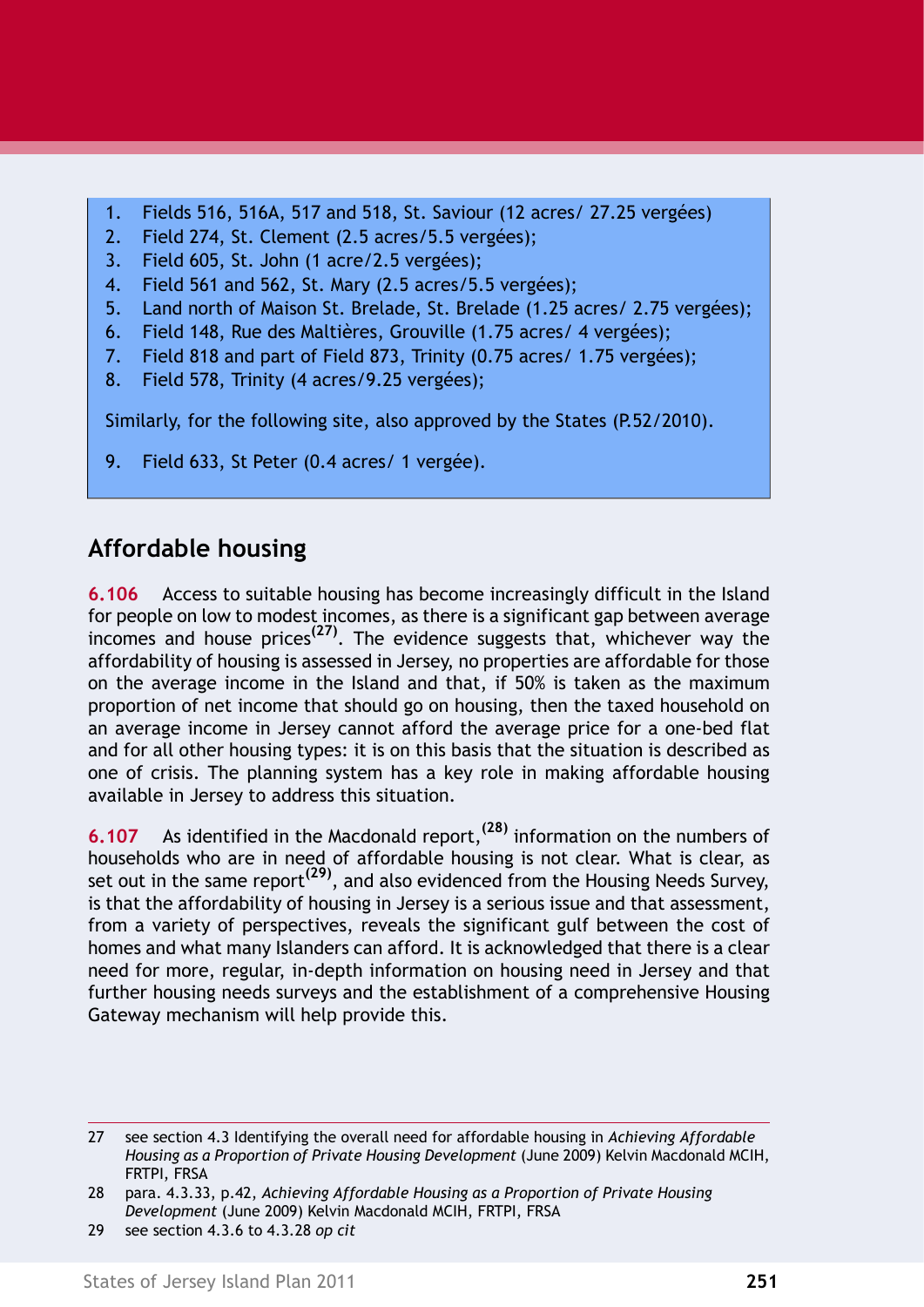1. Fields 516, 516A, 517 and 518, St. Saviour (12 acres/ 27.25 vergées)
2. Field 274, St. Clement (2.5 acres/5.5 vergées);
3. Field 605, St. John (1 acre/2.5 vergées);
4. Field 561 and 562, St. Mary (2.5 acres/5.5 vergées);
5. Land north of Maison St. Brelade, St. Brelade (1.25 acres/ 2.75 vergées);
6. Field 148, Rue des Maltières, Grouville (1.75 acres/ 4 vergées);
7. Field 818 and part of Field 873, Trinity (0.75 acres/ 1.75 vergées);
8. Field 578, Trinity (4 acres/9.25 vergées);

Similarly, for the following site, also approved by the States (P.52/2010).

9. Field 633, St Peter (0.4 acres/ 1 vergée).

## Affordable housing

**6.106** Access to suitable housing has become increasingly difficult in the Island for people on low to modest incomes, as there is a significant gap between average incomes and house prices[27]. The evidence suggests that, whichever way the affordability of housing is assessed in Jersey, no properties are affordable for those on the average income in the Island and that, if 50% is taken as the maximum proportion of net income that should go on housing, then the taxed household on an average income in Jersey cannot afford the average price for a one-bed flat and for all other housing types: it is on this basis that the situation is described as one of crisis. The planning system has a key role in making affordable housing available in Jersey to address this situation.

**6.107** As identified in the Macdonald report,[28] information on the numbers of households who are in need of affordable housing is not clear. What is clear, as set out in the same report[29], and also evidenced from the Housing Needs Survey, is that the affordability of housing in Jersey is a serious issue and that assessment, from a variety of perspectives, reveals the significant gulf between the cost of homes and what many Islanders can afford. It is acknowledged that there is a clear need for more, regular, in-depth information on housing need in Jersey and that further housing needs surveys and the establishment of a comprehensive Housing Gateway mechanism will help provide this.

---

27 see section 4.3 Identifying the overall need for affordable housing in *Achieving Affordable Housing as a Proportion of Private Housing Development* (June 2009) Kelvin Macdonald MCIH, FRTPI, FRSA

28 para. 4.3.33, p.42, *Achieving Affordable Housing as a Proportion of Private Housing Development* (June 2009) Kelvin Macdonald MCIH, FRTPI, FRSA

29 see section 4.3.6 to 4.3.28 *op cit*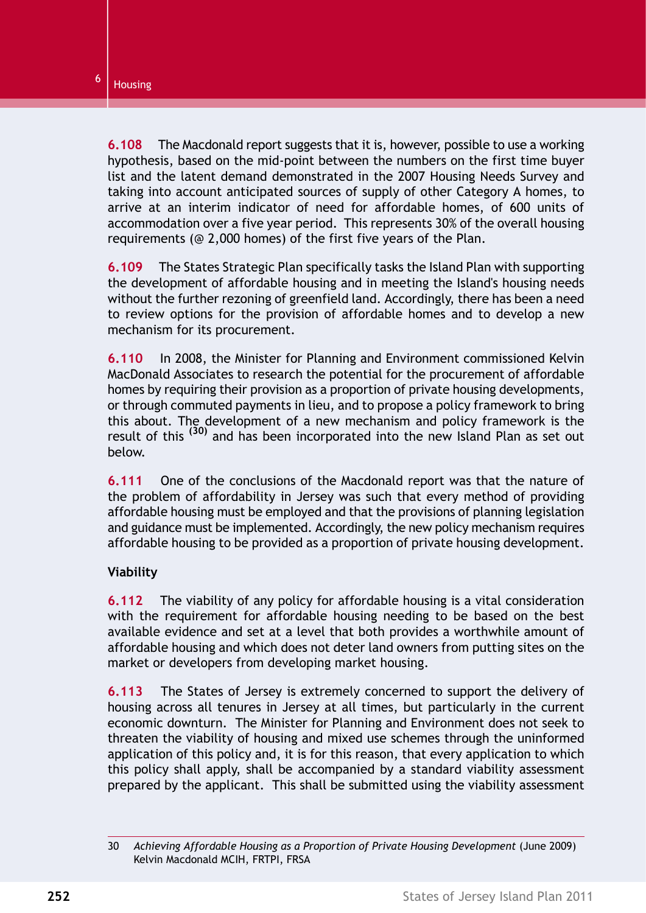**6.108** The Macdonald report suggests that it is, however, possible to use a working hypothesis, based on the mid-point between the numbers on the first time buyer list and the latent demand demonstrated in the 2007 Housing Needs Survey and taking into account anticipated sources of supply of other Category A homes, to arrive at an interim indicator of need for affordable homes, of 600 units of accommodation over a five year period. This represents 30% of the overall housing requirements (@ 2,000 homes) of the first five years of the Plan.

**6.109** The States Strategic Plan specifically tasks the Island Plan with supporting the development of affordable housing and in meeting the Island's housing needs without the further rezoning of greenfield land. Accordingly, there has been a need to review options for the provision of affordable homes and to develop a new mechanism for its procurement.

**6.110** In 2008, the Minister for Planning and Environment commissioned Kelvin MacDonald Associates to research the potential for the procurement of affordable homes by requiring their provision as a proportion of private housing developments, or through commuted payments in lieu, and to propose a policy framework to bring this about. The development of a new mechanism and policy framework is the result of this [30] and has been incorporated into the new Island Plan as set out below.

**6.111** One of the conclusions of the Macdonald report was that the nature of the problem of affordability in Jersey was such that every method of providing affordable housing must be employed and that the provisions of planning legislation and guidance must be implemented. Accordingly, the new policy mechanism requires affordable housing to be provided as a proportion of private housing development.

**Viability**

**6.112** The viability of any policy for affordable housing is a vital consideration with the requirement for affordable housing needing to be based on the best available evidence and set at a level that both provides a worthwhile amount of affordable housing and which does not deter land owners from putting sites on the market or developers from developing market housing.

**6.113** The States of Jersey is extremely concerned to support the delivery of housing across all tenures in Jersey at all times, but particularly in the current economic downturn. The Minister for Planning and Environment does not seek to threaten the viability of housing and mixed use schemes through the uninformed application of this policy and, it is for this reason, that every application to which this policy shall apply, shall be accompanied by a standard viability assessment prepared by the applicant. This shall be submitted using the viability assessment

---

30 *Achieving Affordable Housing as a Proportion of Private Housing Development* (June 2009) Kelvin Macdonald MCIH, FRTPI, FRSA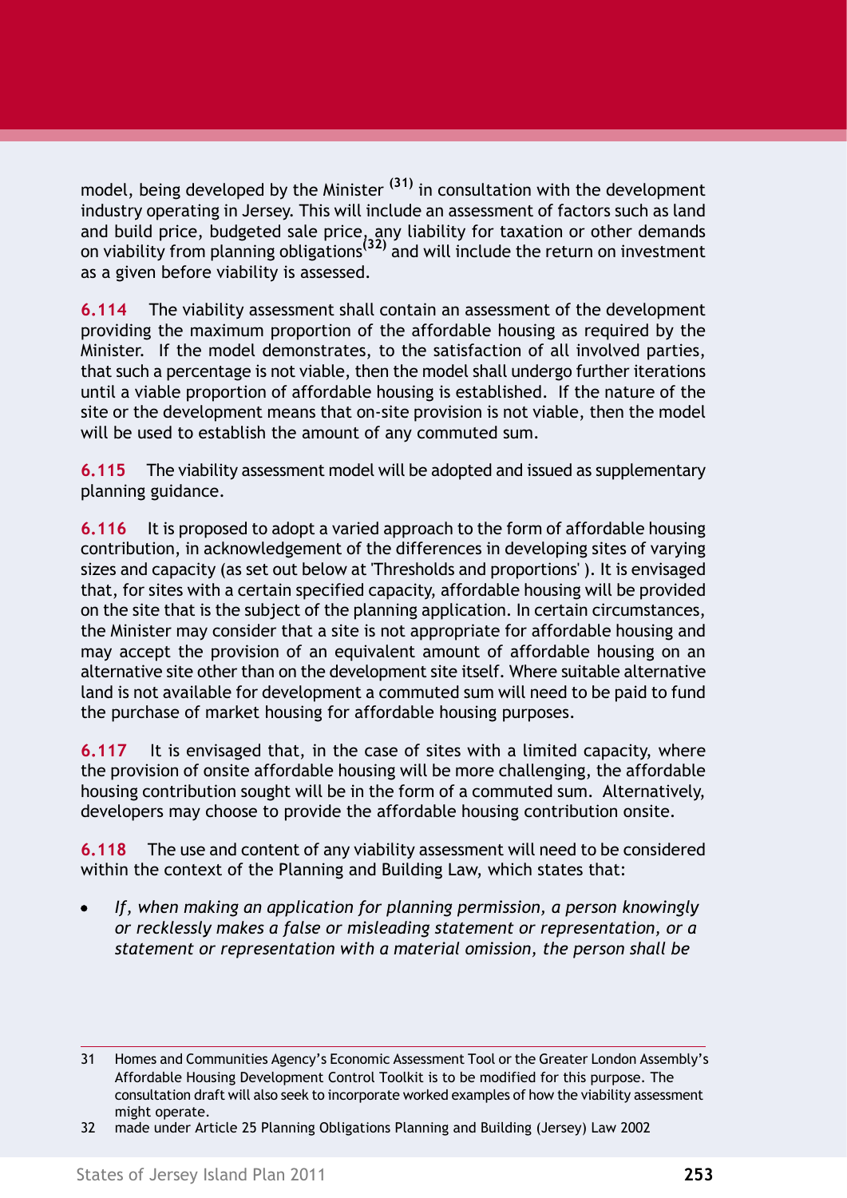model, being developed by the Minister [31] in consultation with the development industry operating in Jersey. This will include an assessment of factors such as land and build price, budgeted sale price, any liability for taxation or other demands on viability from planning obligations[32] and will include the return on investment as a given before viability is assessed.

**6.114** The viability assessment shall contain an assessment of the development providing the maximum proportion of the affordable housing as required by the Minister. If the model demonstrates, to the satisfaction of all involved parties, that such a percentage is not viable, then the model shall undergo further iterations until a viable proportion of affordable housing is established. If the nature of the site or the development means that on-site provision is not viable, then the model will be used to establish the amount of any commuted sum.

**6.115** The viability assessment model will be adopted and issued as supplementary planning guidance.

**6.116** It is proposed to adopt a varied approach to the form of affordable housing contribution, in acknowledgement of the differences in developing sites of varying sizes and capacity (as set out below at 'Thresholds and proportions' ). It is envisaged that, for sites with a certain specified capacity, affordable housing will be provided on the site that is the subject of the planning application. In certain circumstances, the Minister may consider that a site is not appropriate for affordable housing and may accept the provision of an equivalent amount of affordable housing on an alternative site other than on the development site itself. Where suitable alternative land is not available for development a commuted sum will need to be paid to fund the purchase of market housing for affordable housing purposes.

**6.117** It is envisaged that, in the case of sites with a limited capacity, where the provision of onsite affordable housing will be more challenging, the affordable housing contribution sought will be in the form of a commuted sum. Alternatively, developers may choose to provide the affordable housing contribution onsite.

**6.118** The use and content of any viability assessment will need to be considered within the context of the Planning and Building Law, which states that:

- *If, when making an application for planning permission, a person knowingly or recklessly makes a false or misleading statement or representation, or a statement or representation with a material omission, the person shall be*

---

31 Homes and Communities Agency's Economic Assessment Tool or the Greater London Assembly's Affordable Housing Development Control Toolkit is to be modified for this purpose. The consultation draft will also seek to incorporate worked examples of how the viability assessment might operate.

32 made under Article 25 Planning Obligations Planning and Building (Jersey) Law 2002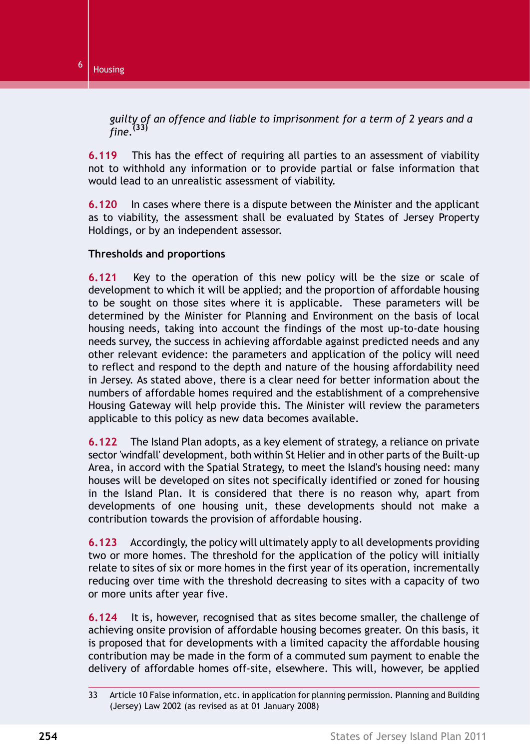*guilty of an offence and liable to imprisonment for a term of 2 years and a fine.*[33]

**6.119** This has the effect of requiring all parties to an assessment of viability not to withhold any information or to provide partial or false information that would lead to an unrealistic assessment of viability.

**6.120** In cases where there is a dispute between the Minister and the applicant as to viability, the assessment shall be evaluated by States of Jersey Property Holdings, or by an independent assessor.

**Thresholds and proportions**

**6.121** Key to the operation of this new policy will be the size or scale of development to which it will be applied; and the proportion of affordable housing to be sought on those sites where it is applicable. These parameters will be determined by the Minister for Planning and Environment on the basis of local housing needs, taking into account the findings of the most up-to-date housing needs survey, the success in achieving affordable against predicted needs and any other relevant evidence: the parameters and application of the policy will need to reflect and respond to the depth and nature of the housing affordability need in Jersey. As stated above, there is a clear need for better information about the numbers of affordable homes required and the establishment of a comprehensive Housing Gateway will help provide this. The Minister will review the parameters applicable to this policy as new data becomes available.

**6.122** The Island Plan adopts, as a key element of strategy, a reliance on private sector 'windfall' development, both within St Helier and in other parts of the Built-up Area, in accord with the Spatial Strategy, to meet the Island's housing need: many houses will be developed on sites not specifically identified or zoned for housing in the Island Plan. It is considered that there is no reason why, apart from developments of one housing unit, these developments should not make a contribution towards the provision of affordable housing.

**6.123** Accordingly, the policy will ultimately apply to all developments providing two or more homes. The threshold for the application of the policy will initially relate to sites of six or more homes in the first year of its operation, incrementally reducing over time with the threshold decreasing to sites with a capacity of two or more units after year five.

**6.124** It is, however, recognised that as sites become smaller, the challenge of achieving onsite provision of affordable housing becomes greater. On this basis, it is proposed that for developments with a limited capacity the affordable housing contribution may be made in the form of a commuted sum payment to enable the delivery of affordable homes off-site, elsewhere. This will, however, be applied

---

33 Article 10 False information, etc. in application for planning permission. Planning and Building (Jersey) Law 2002 (as revised as at 01 January 2008)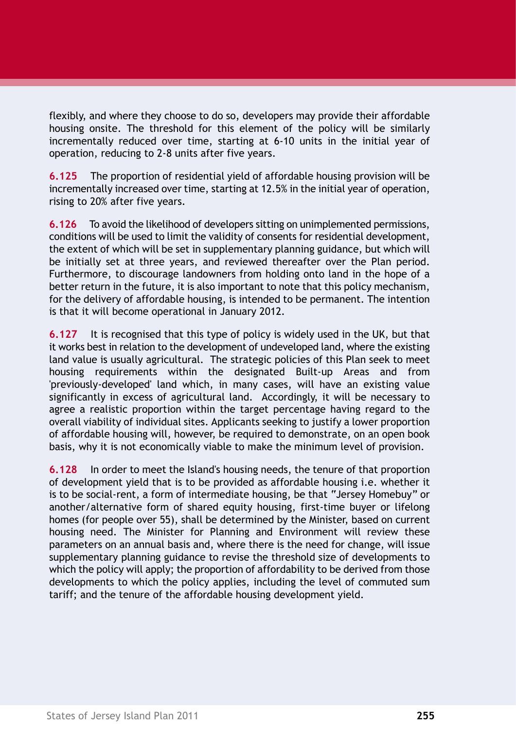flexibly, and where they choose to do so, developers may provide their affordable housing onsite. The threshold for this element of the policy will be similarly incrementally reduced over time, starting at 6-10 units in the initial year of operation, reducing to 2-8 units after five years.

**6.125** The proportion of residential yield of affordable housing provision will be incrementally increased over time, starting at 12.5% in the initial year of operation, rising to 20% after five years.

**6.126** To avoid the likelihood of developers sitting on unimplemented permissions, conditions will be used to limit the validity of consents for residential development, the extent of which will be set in supplementary planning guidance, but which will be initially set at three years, and reviewed thereafter over the Plan period. Furthermore, to discourage landowners from holding onto land in the hope of a better return in the future, it is also important to note that this policy mechanism, for the delivery of affordable housing, is intended to be permanent. The intention is that it will become operational in January 2012.

**6.127** It is recognised that this type of policy is widely used in the UK, but that it works best in relation to the development of undeveloped land, where the existing land value is usually agricultural. The strategic policies of this Plan seek to meet housing requirements within the designated Built-up Areas and from 'previously-developed' land which, in many cases, will have an existing value significantly in excess of agricultural land. Accordingly, it will be necessary to agree a realistic proportion within the target percentage having regard to the overall viability of individual sites. Applicants seeking to justify a lower proportion of affordable housing will, however, be required to demonstrate, on an open book basis, why it is not economically viable to make the minimum level of provision.

**6.128** In order to meet the Island's housing needs, the tenure of that proportion of development yield that is to be provided as affordable housing i.e. whether it is to be social-rent, a form of intermediate housing, be that "Jersey Homebuy" or another/alternative form of shared equity housing, first-time buyer or lifelong homes (for people over 55), shall be determined by the Minister, based on current housing need. The Minister for Planning and Environment will review these parameters on an annual basis and, where there is the need for change, will issue supplementary planning guidance to revise the threshold size of developments to which the policy will apply; the proportion of affordability to be derived from those developments to which the policy applies, including the level of commuted sum tariff; and the tenure of the affordable housing development yield.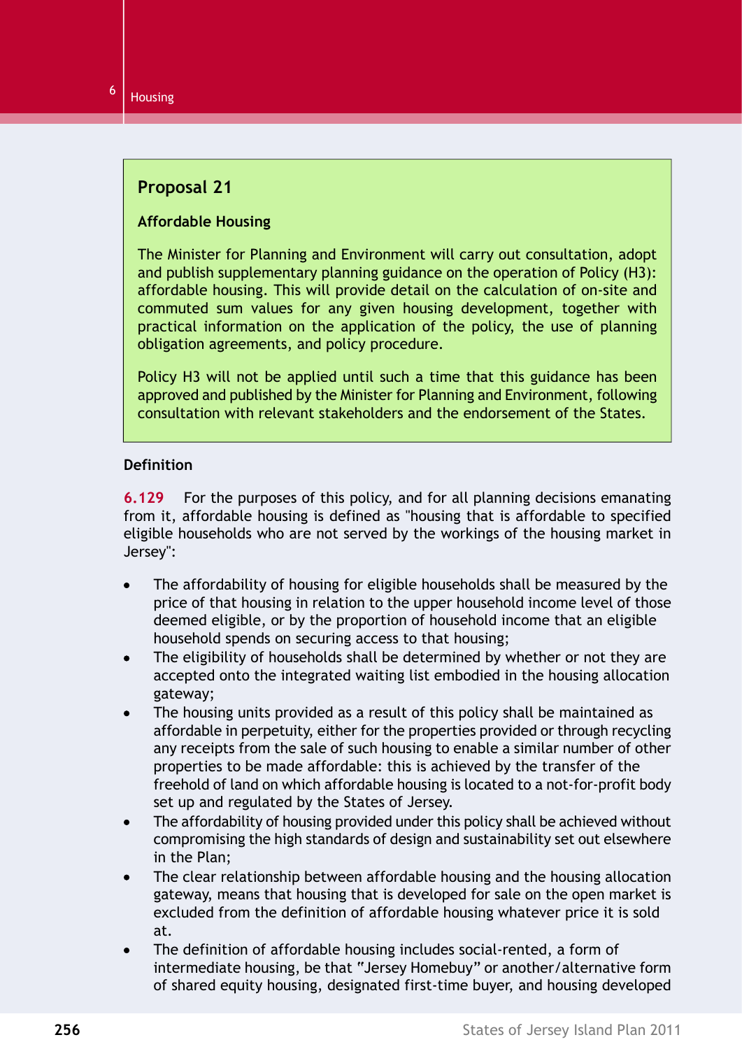## Proposal 21

**Affordable Housing**

The Minister for Planning and Environment will carry out consultation, adopt and publish supplementary planning guidance on the operation of Policy (H3): affordable housing. This will provide detail on the calculation of on-site and commuted sum values for any given housing development, together with practical information on the application of the policy, the use of planning obligation agreements, and policy procedure.

Policy H3 will not be applied until such a time that this guidance has been approved and published by the Minister for Planning and Environment, following consultation with relevant stakeholders and the endorsement of the States.

**Definition**

**6.129** For the purposes of this policy, and for all planning decisions emanating from it, affordable housing is defined as "housing that is affordable to specified eligible households who are not served by the workings of the housing market in Jersey":

- The affordability of housing for eligible households shall be measured by the price of that housing in relation to the upper household income level of those deemed eligible, or by the proportion of household income that an eligible household spends on securing access to that housing;
- The eligibility of households shall be determined by whether or not they are accepted onto the integrated waiting list embodied in the housing allocation gateway;
- The housing units provided as a result of this policy shall be maintained as affordable in perpetuity, either for the properties provided or through recycling any receipts from the sale of such housing to enable a similar number of other properties to be made affordable: this is achieved by the transfer of the freehold of land on which affordable housing is located to a not-for-profit body set up and regulated by the States of Jersey.
- The affordability of housing provided under this policy shall be achieved without compromising the high standards of design and sustainability set out elsewhere in the Plan;
- The clear relationship between affordable housing and the housing allocation gateway, means that housing that is developed for sale on the open market is excluded from the definition of affordable housing whatever price it is sold at.
- The definition of affordable housing includes social-rented, a form of intermediate housing, be that "Jersey Homebuy" or another/alternative form of shared equity housing, designated first-time buyer, and housing developed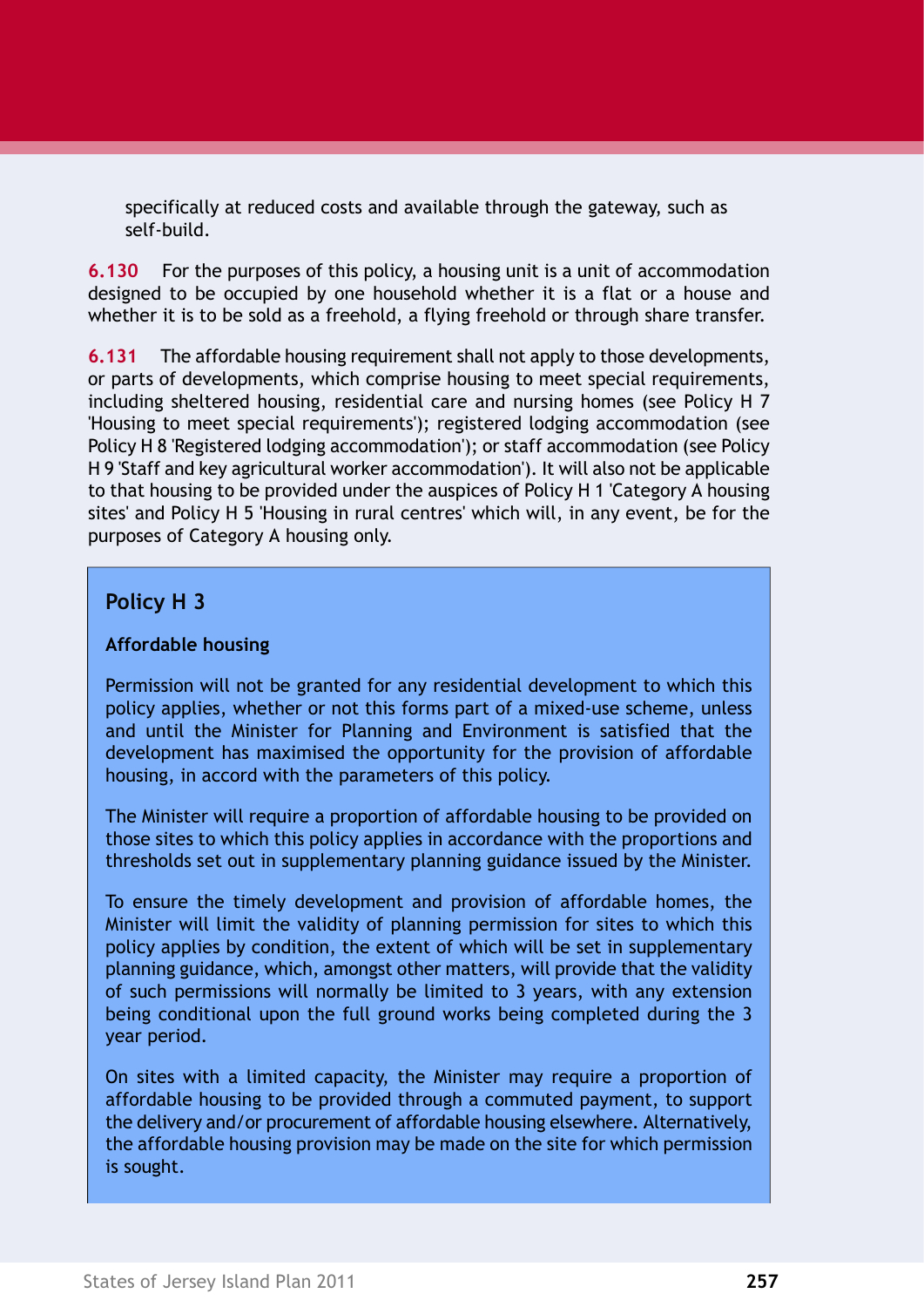specifically at reduced costs and available through the gateway, such as self-build.

**6.130** For the purposes of this policy, a housing unit is a unit of accommodation designed to be occupied by one household whether it is a flat or a house and whether it is to be sold as a freehold, a flying freehold or through share transfer.

**6.131** The affordable housing requirement shall not apply to those developments, or parts of developments, which comprise housing to meet special requirements, including sheltered housing, residential care and nursing homes (see Policy H 7 'Housing to meet special requirements'); registered lodging accommodation (see Policy H 8 'Registered lodging accommodation'); or staff accommodation (see Policy H 9 'Staff and key agricultural worker accommodation'). It will also not be applicable to that housing to be provided under the auspices of Policy H 1 'Category A housing sites' and Policy H 5 'Housing in rural centres' which will, in any event, be for the purposes of Category A housing only.

## Policy H 3

**Affordable housing**

Permission will not be granted for any residential development to which this policy applies, whether or not this forms part of a mixed-use scheme, unless and until the Minister for Planning and Environment is satisfied that the development has maximised the opportunity for the provision of affordable housing, in accord with the parameters of this policy.

The Minister will require a proportion of affordable housing to be provided on those sites to which this policy applies in accordance with the proportions and thresholds set out in supplementary planning guidance issued by the Minister.

To ensure the timely development and provision of affordable homes, the Minister will limit the validity of planning permission for sites to which this policy applies by condition, the extent of which will be set in supplementary planning guidance, which, amongst other matters, will provide that the validity of such permissions will normally be limited to 3 years, with any extension being conditional upon the full ground works being completed during the 3 year period.

On sites with a limited capacity, the Minister may require a proportion of affordable housing to be provided through a commuted payment, to support the delivery and/or procurement of affordable housing elsewhere. Alternatively, the affordable housing provision may be made on the site for which permission is sought.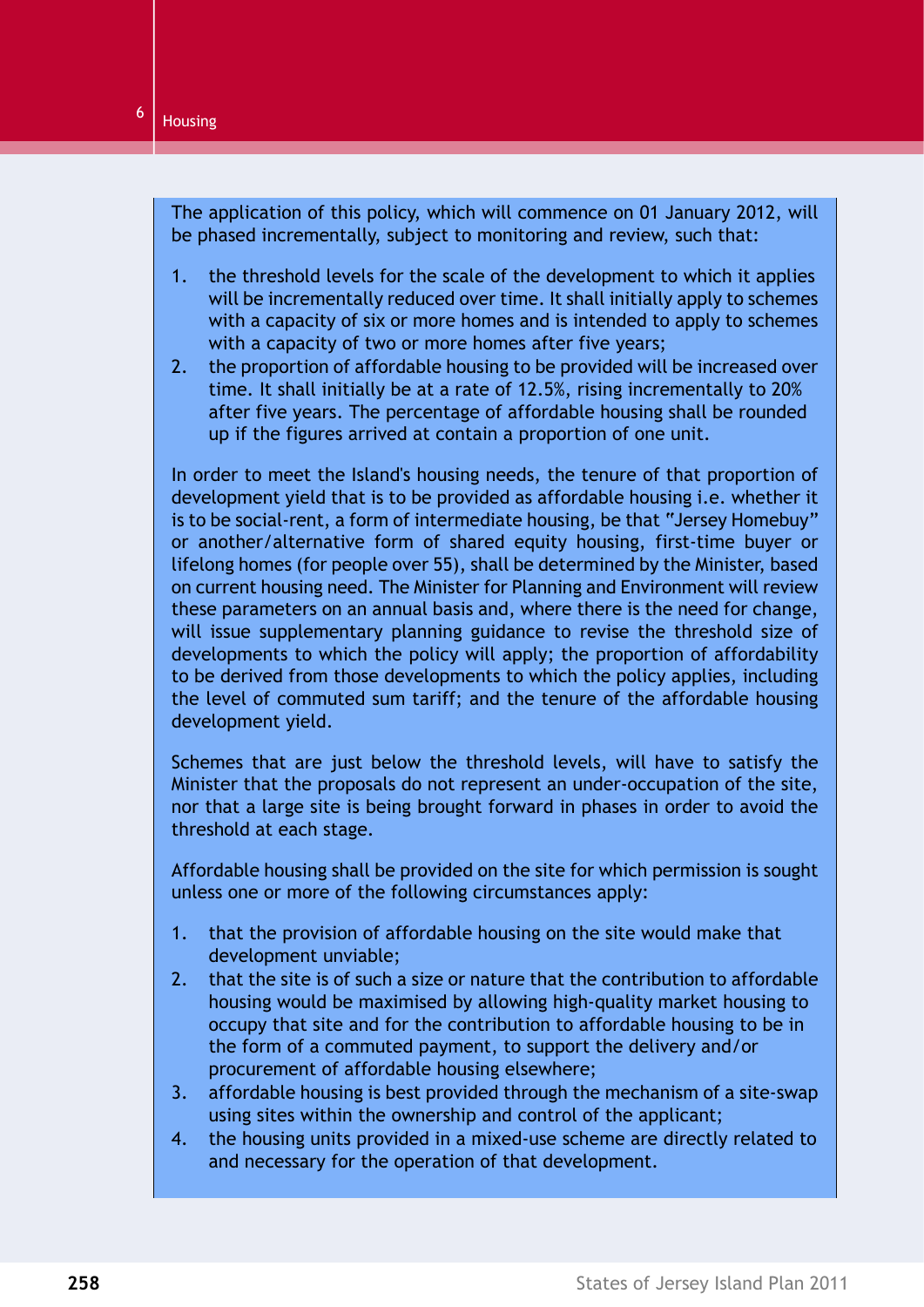The application of this policy, which will commence on 01 January 2012, will be phased incrementally, subject to monitoring and review, such that:

1. the threshold levels for the scale of the development to which it applies will be incrementally reduced over time. It shall initially apply to schemes with a capacity of six or more homes and is intended to apply to schemes with a capacity of two or more homes after five years;
2. the proportion of affordable housing to be provided will be increased over time. It shall initially be at a rate of 12.5%, rising incrementally to 20% after five years. The percentage of affordable housing shall be rounded up if the figures arrived at contain a proportion of one unit.

In order to meet the Island's housing needs, the tenure of that proportion of development yield that is to be provided as affordable housing i.e. whether it is to be social-rent, a form of intermediate housing, be that "Jersey Homebuy" or another/alternative form of shared equity housing, first-time buyer or lifelong homes (for people over 55), shall be determined by the Minister, based on current housing need. The Minister for Planning and Environment will review these parameters on an annual basis and, where there is the need for change, will issue supplementary planning guidance to revise the threshold size of developments to which the policy will apply; the proportion of affordability to be derived from those developments to which the policy applies, including the level of commuted sum tariff; and the tenure of the affordable housing development yield.

Schemes that are just below the threshold levels, will have to satisfy the Minister that the proposals do not represent an under-occupation of the site, nor that a large site is being brought forward in phases in order to avoid the threshold at each stage.

Affordable housing shall be provided on the site for which permission is sought unless one or more of the following circumstances apply:

1. that the provision of affordable housing on the site would make that development unviable;
2. that the site is of such a size or nature that the contribution to affordable housing would be maximised by allowing high-quality market housing to occupy that site and for the contribution to affordable housing to be in the form of a commuted payment, to support the delivery and/or procurement of affordable housing elsewhere;
3. affordable housing is best provided through the mechanism of a site-swap using sites within the ownership and control of the applicant;
4. the housing units provided in a mixed-use scheme are directly related to and necessary for the operation of that development.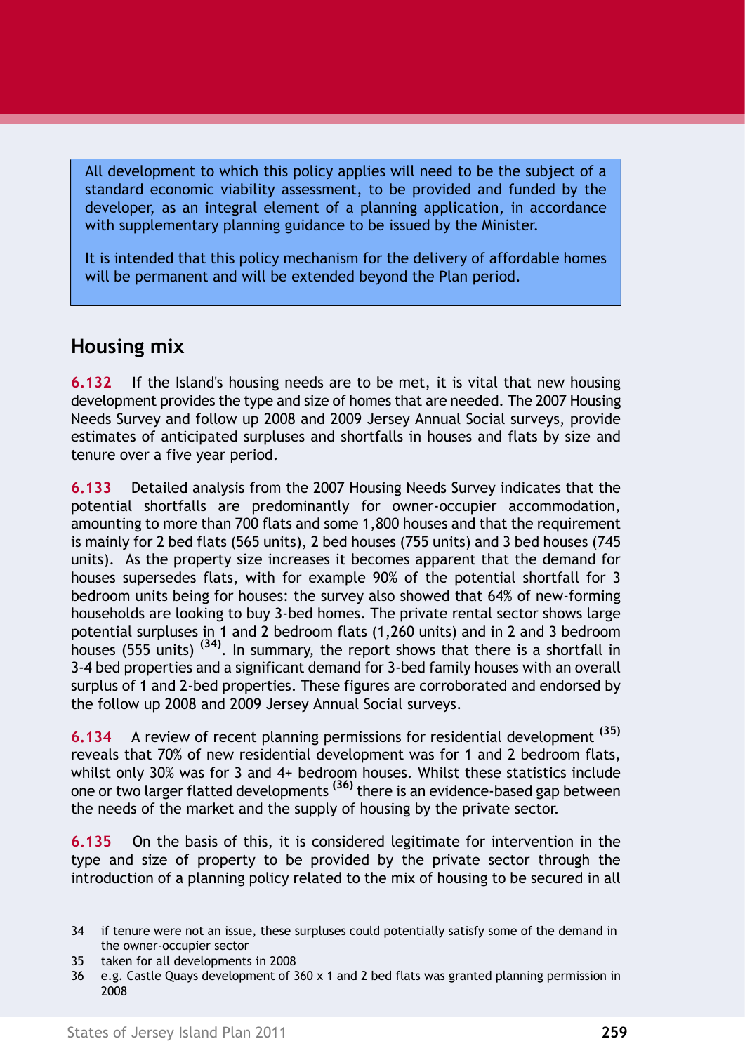All development to which this policy applies will need to be the subject of a standard economic viability assessment, to be provided and funded by the developer, as an integral element of a planning application, in accordance with supplementary planning guidance to be issued by the Minister.

It is intended that this policy mechanism for the delivery of affordable homes will be permanent and will be extended beyond the Plan period.

## Housing mix

**6.132** If the Island's housing needs are to be met, it is vital that new housing development provides the type and size of homes that are needed. The 2007 Housing Needs Survey and follow up 2008 and 2009 Jersey Annual Social surveys, provide estimates of anticipated surpluses and shortfalls in houses and flats by size and tenure over a five year period.

**6.133** Detailed analysis from the 2007 Housing Needs Survey indicates that the potential shortfalls are predominantly for owner-occupier accommodation, amounting to more than 700 flats and some 1,800 houses and that the requirement is mainly for 2 bed flats (565 units), 2 bed houses (755 units) and 3 bed houses (745 units). As the property size increases it becomes apparent that the demand for houses supersedes flats, with for example 90% of the potential shortfall for 3 bedroom units being for houses: the survey also showed that 64% of new-forming households are looking to buy 3-bed homes. The private rental sector shows large potential surpluses in 1 and 2 bedroom flats (1,260 units) and in 2 and 3 bedroom houses (555 units) [34]. In summary, the report shows that there is a shortfall in 3-4 bed properties and a significant demand for 3-bed family houses with an overall surplus of 1 and 2-bed properties. These figures are corroborated and endorsed by the follow up 2008 and 2009 Jersey Annual Social surveys.

**6.134** A review of recent planning permissions for residential development [35] reveals that 70% of new residential development was for 1 and 2 bedroom flats, whilst only 30% was for 3 and 4+ bedroom houses. Whilst these statistics include one or two larger flatted developments [36] there is an evidence-based gap between the needs of the market and the supply of housing by the private sector.

**6.135** On the basis of this, it is considered legitimate for intervention in the type and size of property to be provided by the private sector through the introduction of a planning policy related to the mix of housing to be secured in all

---

34 if tenure were not an issue, these surpluses could potentially satisfy some of the demand in the owner-occupier sector

35 taken for all developments in 2008

36 e.g. Castle Quays development of 360 x 1 and 2 bed flats was granted planning permission in 2008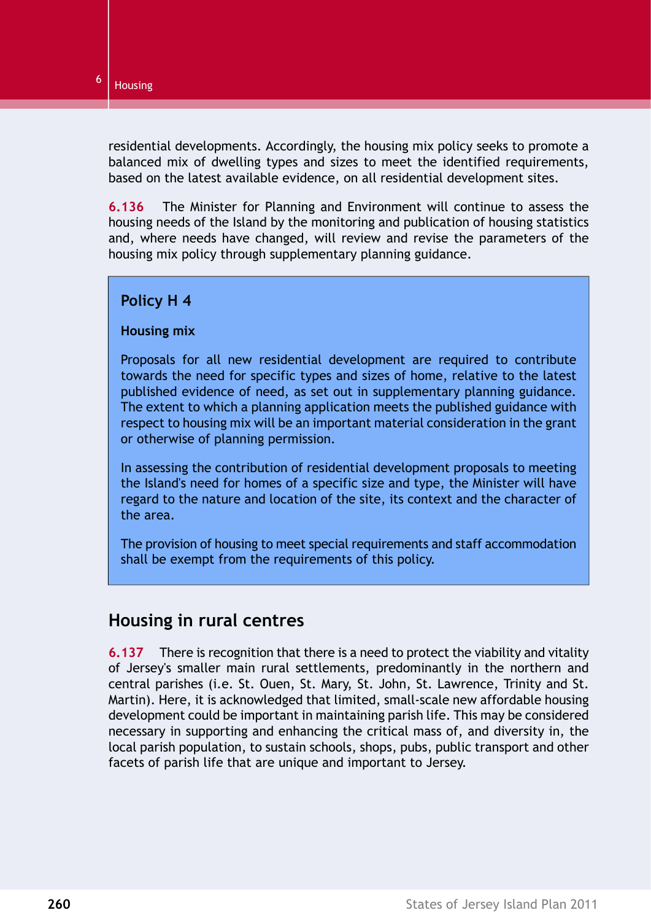residential developments. Accordingly, the housing mix policy seeks to promote a balanced mix of dwelling types and sizes to meet the identified requirements, based on the latest available evidence, on all residential development sites.

**6.136** The Minister for Planning and Environment will continue to assess the housing needs of the Island by the monitoring and publication of housing statistics and, where needs have changed, will review and revise the parameters of the housing mix policy through supplementary planning guidance.

### Policy H 4

**Housing mix**

Proposals for all new residential development are required to contribute towards the need for specific types and sizes of home, relative to the latest published evidence of need, as set out in supplementary planning guidance. The extent to which a planning application meets the published guidance with respect to housing mix will be an important material consideration in the grant or otherwise of planning permission.

In assessing the contribution of residential development proposals to meeting the Island's need for homes of a specific size and type, the Minister will have regard to the nature and location of the site, its context and the character of the area.

The provision of housing to meet special requirements and staff accommodation shall be exempt from the requirements of this policy.

## Housing in rural centres

**6.137** There is recognition that there is a need to protect the viability and vitality of Jersey's smaller main rural settlements, predominantly in the northern and central parishes (i.e. St. Ouen, St. Mary, St. John, St. Lawrence, Trinity and St. Martin). Here, it is acknowledged that limited, small-scale new affordable housing development could be important in maintaining parish life. This may be considered necessary in supporting and enhancing the critical mass of, and diversity in, the local parish population, to sustain schools, shops, pubs, public transport and other facets of parish life that are unique and important to Jersey.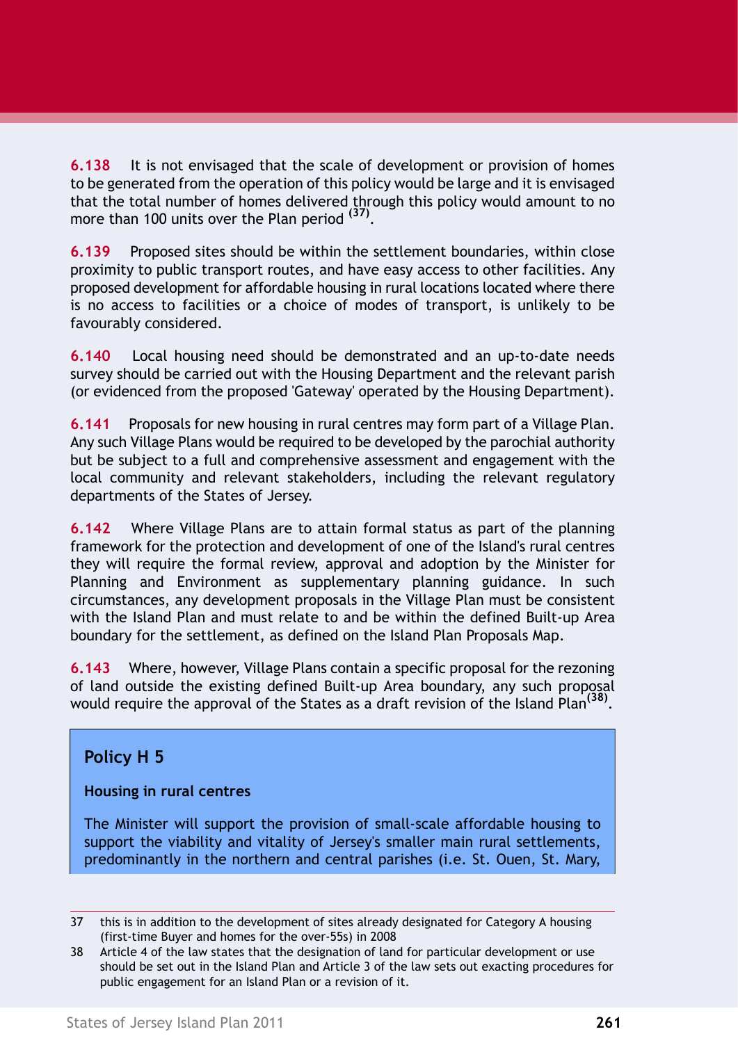**6.138** It is not envisaged that the scale of development or provision of homes to be generated from the operation of this policy would be large and it is envisaged that the total number of homes delivered through this policy would amount to no more than 100 units over the Plan period [37].

**6.139** Proposed sites should be within the settlement boundaries, within close proximity to public transport routes, and have easy access to other facilities. Any proposed development for affordable housing in rural locations located where there is no access to facilities or a choice of modes of transport, is unlikely to be favourably considered.

**6.140** Local housing need should be demonstrated and an up-to-date needs survey should be carried out with the Housing Department and the relevant parish (or evidenced from the proposed 'Gateway' operated by the Housing Department).

**6.141** Proposals for new housing in rural centres may form part of a Village Plan. Any such Village Plans would be required to be developed by the parochial authority but be subject to a full and comprehensive assessment and engagement with the local community and relevant stakeholders, including the relevant regulatory departments of the States of Jersey.

**6.142** Where Village Plans are to attain formal status as part of the planning framework for the protection and development of one of the Island's rural centres they will require the formal review, approval and adoption by the Minister for Planning and Environment as supplementary planning guidance. In such circumstances, any development proposals in the Village Plan must be consistent with the Island Plan and must relate to and be within the defined Built-up Area boundary for the settlement, as defined on the Island Plan Proposals Map.

**6.143** Where, however, Village Plans contain a specific proposal for the rezoning of land outside the existing defined Built-up Area boundary, any such proposal would require the approval of the States as a draft revision of the Island Plan[38].

## Policy H 5

**Housing in rural centres**

The Minister will support the provision of small-scale affordable housing to support the viability and vitality of Jersey's smaller main rural settlements, predominantly in the northern and central parishes (i.e. St. Ouen, St. Mary,

---

37 this is in addition to the development of sites already designated for Category A housing (first-time Buyer and homes for the over-55s) in 2008

38 Article 4 of the law states that the designation of land for particular development or use should be set out in the Island Plan and Article 3 of the law sets out exacting procedures for public engagement for an Island Plan or a revision of it.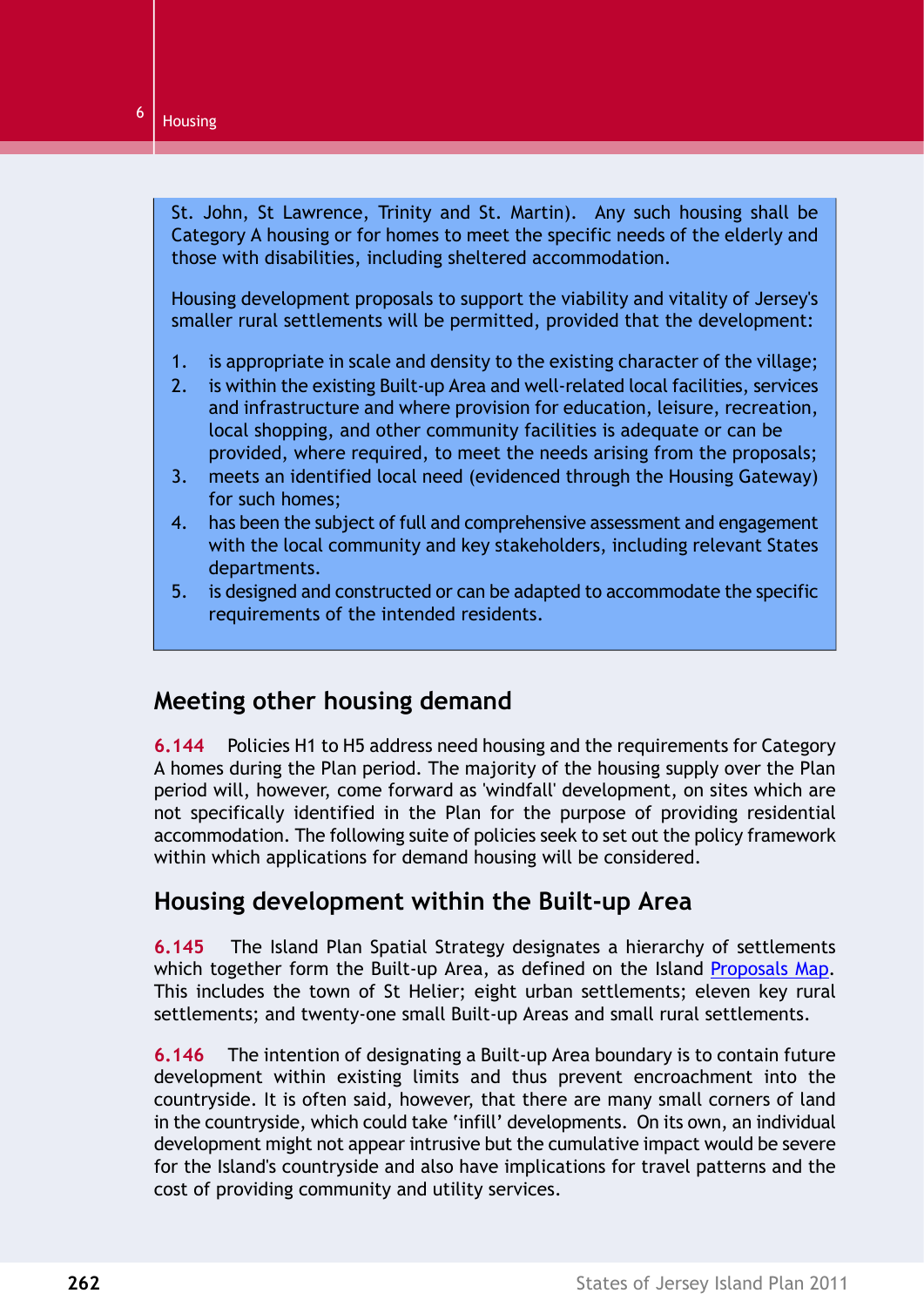St. John, St Lawrence, Trinity and St. Martin). Any such housing shall be Category A housing or for homes to meet the specific needs of the elderly and those with disabilities, including sheltered accommodation.

Housing development proposals to support the viability and vitality of Jersey's smaller rural settlements will be permitted, provided that the development:

1. is appropriate in scale and density to the existing character of the village;
2. is within the existing Built-up Area and well-related local facilities, services and infrastructure and where provision for education, leisure, recreation, local shopping, and other community facilities is adequate or can be provided, where required, to meet the needs arising from the proposals;
3. meets an identified local need (evidenced through the Housing Gateway) for such homes;
4. has been the subject of full and comprehensive assessment and engagement with the local community and key stakeholders, including relevant States departments.
5. is designed and constructed or can be adapted to accommodate the specific requirements of the intended residents.

## Meeting other housing demand

**6.144** Policies H1 to H5 address need housing and the requirements for Category A homes during the Plan period. The majority of the housing supply over the Plan period will, however, come forward as 'windfall' development, on sites which are not specifically identified in the Plan for the purpose of providing residential accommodation. The following suite of policies seek to set out the policy framework within which applications for demand housing will be considered.

## Housing development within the Built-up Area

**6.145** The Island Plan Spatial Strategy designates a hierarchy of settlements which together form the Built-up Area, as defined on the Island Proposals Map. This includes the town of St Helier; eight urban settlements; eleven key rural settlements; and twenty-one small Built-up Areas and small rural settlements.

**6.146** The intention of designating a Built-up Area boundary is to contain future development within existing limits and thus prevent encroachment into the countryside. It is often said, however, that there are many small corners of land in the countryside, which could take 'infill' developments. On its own, an individual development might not appear intrusive but the cumulative impact would be severe for the Island's countryside and also have implications for travel patterns and the cost of providing community and utility services.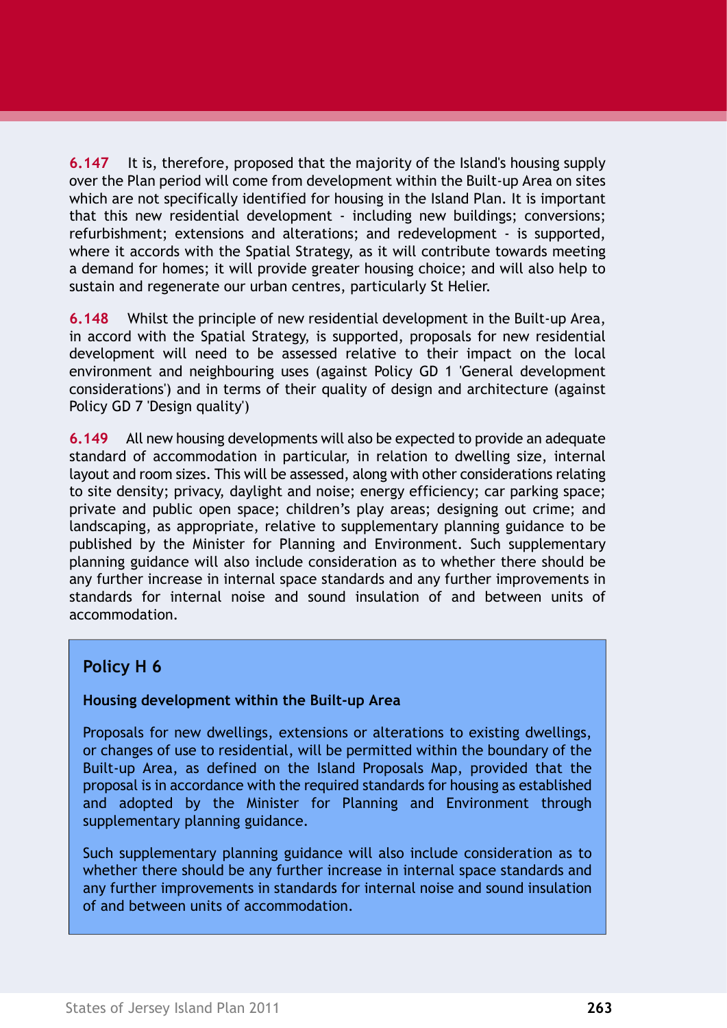**6.147** It is, therefore, proposed that the majority of the Island's housing supply over the Plan period will come from development within the Built-up Area on sites which are not specifically identified for housing in the Island Plan. It is important that this new residential development - including new buildings; conversions; refurbishment; extensions and alterations; and redevelopment - is supported, where it accords with the Spatial Strategy, as it will contribute towards meeting a demand for homes; it will provide greater housing choice; and will also help to sustain and regenerate our urban centres, particularly St Helier.

**6.148** Whilst the principle of new residential development in the Built-up Area, in accord with the Spatial Strategy, is supported, proposals for new residential development will need to be assessed relative to their impact on the local environment and neighbouring uses (against Policy GD 1 'General development considerations') and in terms of their quality of design and architecture (against Policy GD 7 'Design quality')

**6.149** All new housing developments will also be expected to provide an adequate standard of accommodation in particular, in relation to dwelling size, internal layout and room sizes. This will be assessed, along with other considerations relating to site density; privacy, daylight and noise; energy efficiency; car parking space; private and public open space; children's play areas; designing out crime; and landscaping, as appropriate, relative to supplementary planning guidance to be published by the Minister for Planning and Environment. Such supplementary planning guidance will also include consideration as to whether there should be any further increase in internal space standards and any further improvements in standards for internal noise and sound insulation of and between units of accommodation.

## Policy H 6

**Housing development within the Built-up Area**

Proposals for new dwellings, extensions or alterations to existing dwellings, or changes of use to residential, will be permitted within the boundary of the Built-up Area, as defined on the Island Proposals Map, provided that the proposal is in accordance with the required standards for housing as established and adopted by the Minister for Planning and Environment through supplementary planning guidance.

Such supplementary planning guidance will also include consideration as to whether there should be any further increase in internal space standards and any further improvements in standards for internal noise and sound insulation of and between units of accommodation.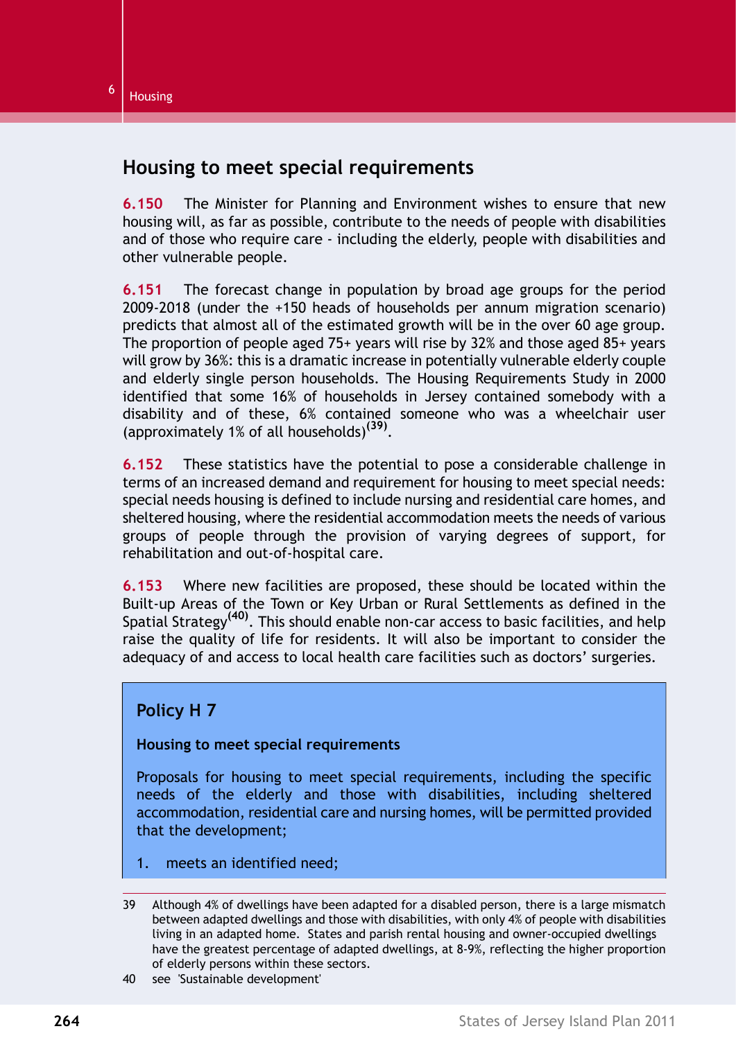## Housing to meet special requirements

**6.150** The Minister for Planning and Environment wishes to ensure that new housing will, as far as possible, contribute to the needs of people with disabilities and of those who require care - including the elderly, people with disabilities and other vulnerable people.

**6.151** The forecast change in population by broad age groups for the period 2009-2018 (under the +150 heads of households per annum migration scenario) predicts that almost all of the estimated growth will be in the over 60 age group. The proportion of people aged 75+ years will rise by 32% and those aged 85+ years will grow by 36%: this is a dramatic increase in potentially vulnerable elderly couple and elderly single person households. The Housing Requirements Study in 2000 identified that some 16% of households in Jersey contained somebody with a disability and of these, 6% contained someone who was a wheelchair user (approximately 1% of all households)[39].

**6.152** These statistics have the potential to pose a considerable challenge in terms of an increased demand and requirement for housing to meet special needs: special needs housing is defined to include nursing and residential care homes, and sheltered housing, where the residential accommodation meets the needs of various groups of people through the provision of varying degrees of support, for rehabilitation and out-of-hospital care.

**6.153** Where new facilities are proposed, these should be located within the Built-up Areas of the Town or Key Urban or Rural Settlements as defined in the Spatial Strategy[40]. This should enable non-car access to basic facilities, and help raise the quality of life for residents. It will also be important to consider the adequacy of and access to local health care facilities such as doctors' surgeries.

### Policy H 7

**Housing to meet special requirements**

Proposals for housing to meet special requirements, including the specific needs of the elderly and those with disabilities, including sheltered accommodation, residential care and nursing homes, will be permitted provided that the development;

1. meets an identified need;

---

39 Although 4% of dwellings have been adapted for a disabled person, there is a large mismatch between adapted dwellings and those with disabilities, with only 4% of people with disabilities living in an adapted home. States and parish rental housing and owner-occupied dwellings have the greatest percentage of adapted dwellings, at 8-9%, reflecting the higher proportion of elderly persons within these sectors.

40 see 'Sustainable development'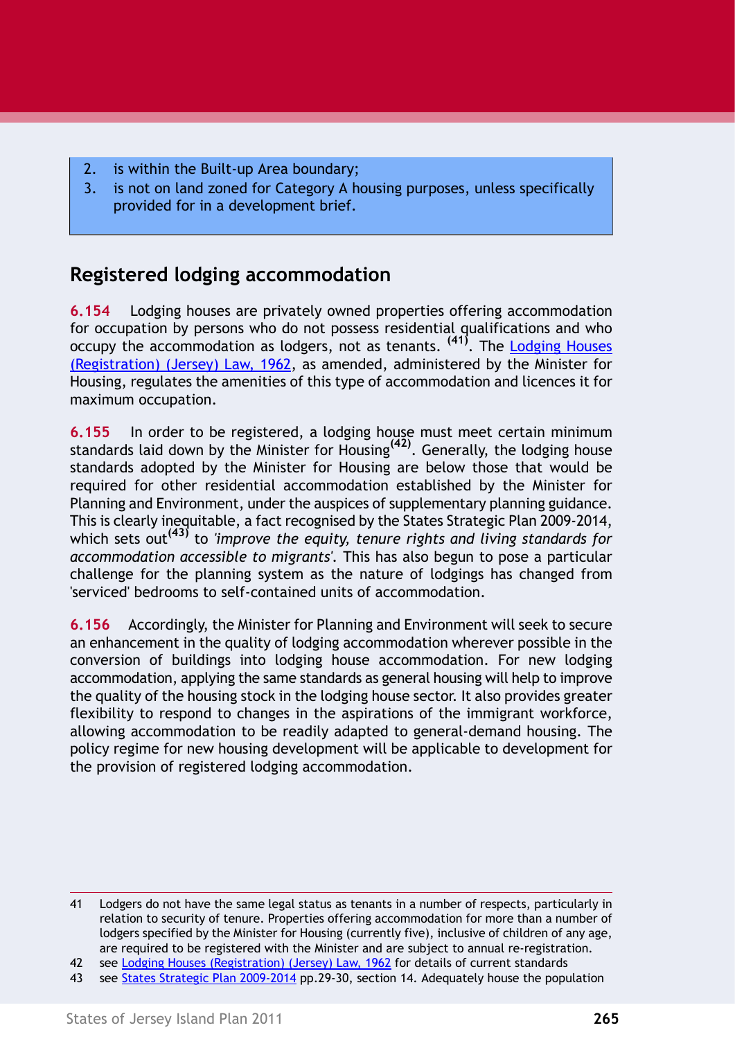2. is within the Built-up Area boundary;
3. is not on land zoned for Category A housing purposes, unless specifically provided for in a development brief.

## Registered lodging accommodation

**6.154** Lodging houses are privately owned properties offering accommodation for occupation by persons who do not possess residential qualifications and who occupy the accommodation as lodgers, not as tenants. [41]. The Lodging Houses (Registration) (Jersey) Law, 1962, as amended, administered by the Minister for Housing, regulates the amenities of this type of accommodation and licences it for maximum occupation.

**6.155** In order to be registered, a lodging house must meet certain minimum standards laid down by the Minister for Housing[42]. Generally, the lodging house standards adopted by the Minister for Housing are below those that would be required for other residential accommodation established by the Minister for Planning and Environment, under the auspices of supplementary planning guidance. This is clearly inequitable, a fact recognised by the States Strategic Plan 2009-2014, which sets out[43] to *'improve the equity, tenure rights and living standards for accommodation accessible to migrants'*. This has also begun to pose a particular challenge for the planning system as the nature of lodgings has changed from 'serviced' bedrooms to self-contained units of accommodation.

**6.156** Accordingly, the Minister for Planning and Environment will seek to secure an enhancement in the quality of lodging accommodation wherever possible in the conversion of buildings into lodging house accommodation. For new lodging accommodation, applying the same standards as general housing will help to improve the quality of the housing stock in the lodging house sector. It also provides greater flexibility to respond to changes in the aspirations of the immigrant workforce, allowing accommodation to be readily adapted to general-demand housing. The policy regime for new housing development will be applicable to development for the provision of registered lodging accommodation.

---

41 Lodgers do not have the same legal status as tenants in a number of respects, particularly in relation to security of tenure. Properties offering accommodation for more than a number of lodgers specified by the Minister for Housing (currently five), inclusive of children of any age, are required to be registered with the Minister and are subject to annual re-registration.

42 see Lodging Houses (Registration) (Jersey) Law, 1962 for details of current standards

43 see States Strategic Plan 2009-2014 pp.29-30, section 14. Adequately house the population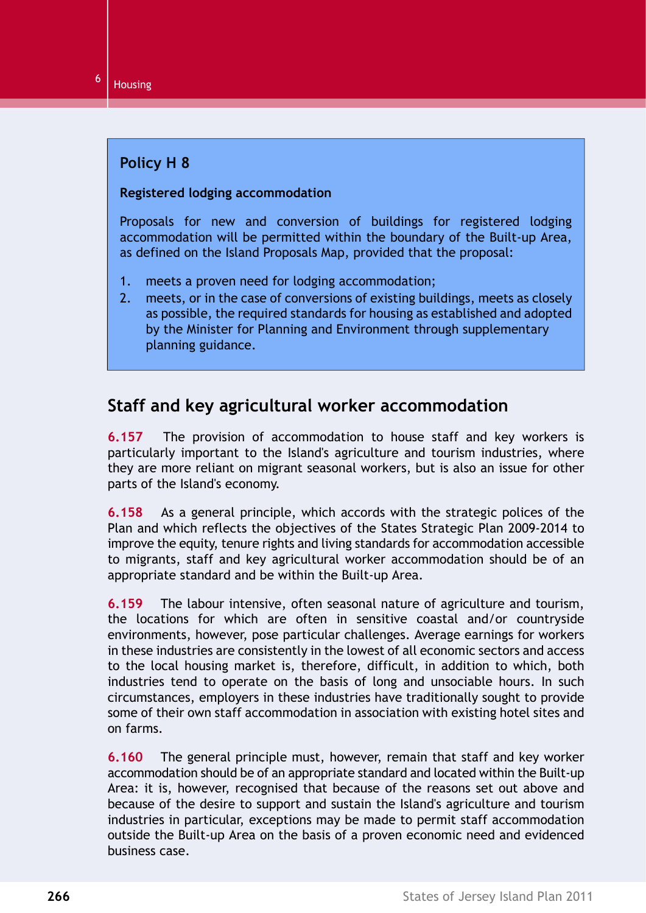### Policy H 8

**Registered lodging accommodation**

Proposals for new and conversion of buildings for registered lodging accommodation will be permitted within the boundary of the Built-up Area, as defined on the Island Proposals Map, provided that the proposal:

1. meets a proven need for lodging accommodation;
2. meets, or in the case of conversions of existing buildings, meets as closely as possible, the required standards for housing as established and adopted by the Minister for Planning and Environment through supplementary planning guidance.

## Staff and key agricultural worker accommodation

**6.157** The provision of accommodation to house staff and key workers is particularly important to the Island's agriculture and tourism industries, where they are more reliant on migrant seasonal workers, but is also an issue for other parts of the Island's economy.

**6.158** As a general principle, which accords with the strategic polices of the Plan and which reflects the objectives of the States Strategic Plan 2009-2014 to improve the equity, tenure rights and living standards for accommodation accessible to migrants, staff and key agricultural worker accommodation should be of an appropriate standard and be within the Built-up Area.

**6.159** The labour intensive, often seasonal nature of agriculture and tourism, the locations for which are often in sensitive coastal and/or countryside environments, however, pose particular challenges. Average earnings for workers in these industries are consistently in the lowest of all economic sectors and access to the local housing market is, therefore, difficult, in addition to which, both industries tend to operate on the basis of long and unsociable hours. In such circumstances, employers in these industries have traditionally sought to provide some of their own staff accommodation in association with existing hotel sites and on farms.

**6.160** The general principle must, however, remain that staff and key worker accommodation should be of an appropriate standard and located within the Built-up Area: it is, however, recognised that because of the reasons set out above and because of the desire to support and sustain the Island's agriculture and tourism industries in particular, exceptions may be made to permit staff accommodation outside the Built-up Area on the basis of a proven economic need and evidenced business case.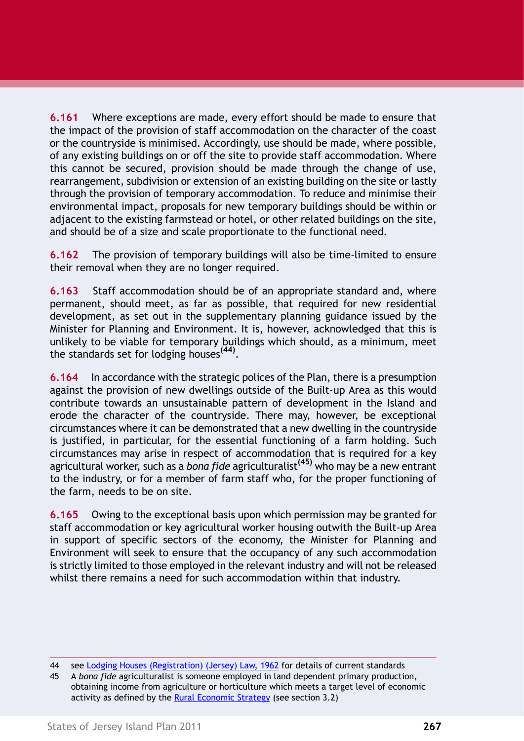**6.161** Where exceptions are made, every effort should be made to ensure that the impact of the provision of staff accommodation on the character of the coast or the countryside is minimised. Accordingly, use should be made, where possible, of any existing buildings on or off the site to provide staff accommodation. Where this cannot be secured, provision should be made through the change of use, rearrangement, subdivision or extension of an existing building on the site or lastly through the provision of temporary accommodation. To reduce and minimise their environmental impact, proposals for new temporary buildings should be within or adjacent to the existing farmstead or hotel, or other related buildings on the site, and should be of a size and scale proportionate to the functional need.

**6.162** The provision of temporary buildings will also be time-limited to ensure their removal when they are no longer required.

**6.163** Staff accommodation should be of an appropriate standard and, where permanent, should meet, as far as possible, that required for new residential development, as set out in the supplementary planning guidance issued by the Minister for Planning and Environment. It is, however, acknowledged that this is unlikely to be viable for temporary buildings which should, as a minimum, meet the standards set for lodging houses[44].

**6.164** In accordance with the strategic polices of the Plan, there is a presumption against the provision of new dwellings outside of the Built-up Area as this would contribute towards an unsustainable pattern of development in the Island and erode the character of the countryside. There may, however, be exceptional circumstances where it can be demonstrated that a new dwelling in the countryside is justified, in particular, for the essential functioning of a farm holding. Such circumstances may arise in respect of accommodation that is required for a key agricultural worker, such as a *bona fide* agriculturalist[45] who may be a new entrant to the industry, or for a member of farm staff who, for the proper functioning of the farm, needs to be on site.

**6.165** Owing to the exceptional basis upon which permission may be granted for staff accommodation or key agricultural worker housing outwith the Built-up Area in support of specific sectors of the economy, the Minister for Planning and Environment will seek to ensure that the occupancy of any such accommodation is strictly limited to those employed in the relevant industry and will not be released whilst there remains a need for such accommodation within that industry.

---

44 see Lodging Houses (Registration) (Jersey) Law, 1962 for details of current standards

45 A *bona fide* agriculturalist is someone employed in land dependent primary production, obtaining income from agriculture or horticulture which meets a target level of economic activity as defined by the Rural Economic Strategy (see section 3.2)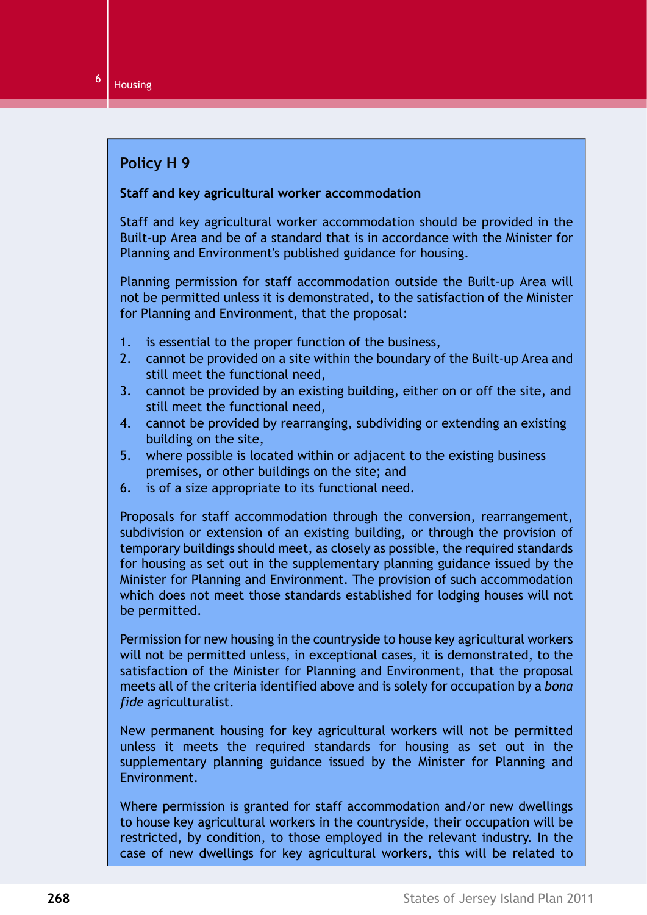## Policy H 9

**Staff and key agricultural worker accommodation**

Staff and key agricultural worker accommodation should be provided in the Built-up Area and be of a standard that is in accordance with the Minister for Planning and Environment's published guidance for housing.

Planning permission for staff accommodation outside the Built-up Area will not be permitted unless it is demonstrated, to the satisfaction of the Minister for Planning and Environment, that the proposal:

1. is essential to the proper function of the business,
2. cannot be provided on a site within the boundary of the Built-up Area and still meet the functional need,
3. cannot be provided by an existing building, either on or off the site, and still meet the functional need,
4. cannot be provided by rearranging, subdividing or extending an existing building on the site,
5. where possible is located within or adjacent to the existing business premises, or other buildings on the site; and
6. is of a size appropriate to its functional need.

Proposals for staff accommodation through the conversion, rearrangement, subdivision or extension of an existing building, or through the provision of temporary buildings should meet, as closely as possible, the required standards for housing as set out in the supplementary planning guidance issued by the Minister for Planning and Environment. The provision of such accommodation which does not meet those standards established for lodging houses will not be permitted.

Permission for new housing in the countryside to house key agricultural workers will not be permitted unless, in exceptional cases, it is demonstrated, to the satisfaction of the Minister for Planning and Environment, that the proposal meets all of the criteria identified above and is solely for occupation by a *bona fide* agriculturalist.

New permanent housing for key agricultural workers will not be permitted unless it meets the required standards for housing as set out in the supplementary planning guidance issued by the Minister for Planning and Environment.

Where permission is granted for staff accommodation and/or new dwellings to house key agricultural workers in the countryside, their occupation will be restricted, by condition, to those employed in the relevant industry. In the case of new dwellings for key agricultural workers, this will be related to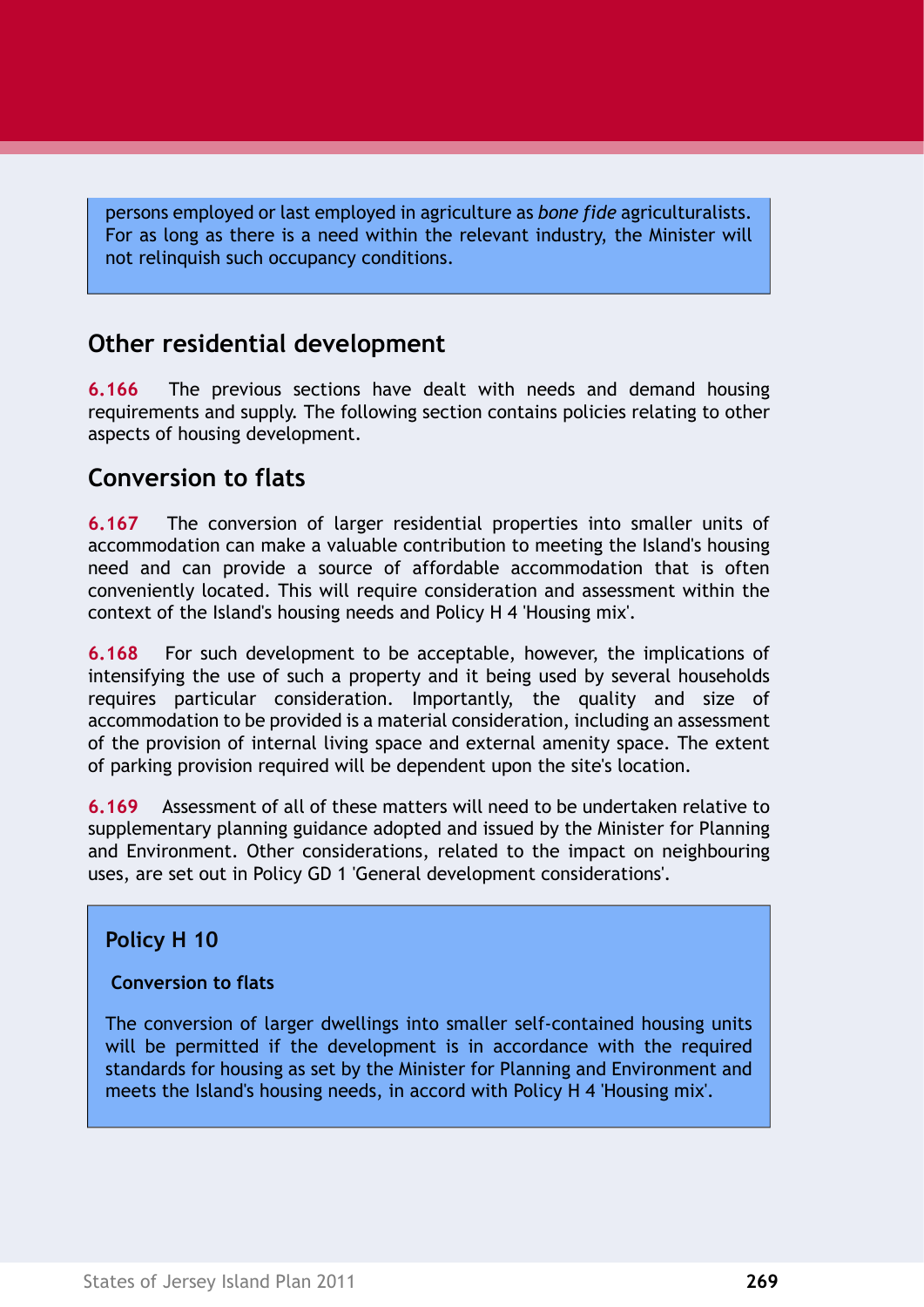persons employed or last employed in agriculture as *bone fide* agriculturalists. For as long as there is a need within the relevant industry, the Minister will not relinquish such occupancy conditions.

## Other residential development

**6.166** The previous sections have dealt with needs and demand housing requirements and supply. The following section contains policies relating to other aspects of housing development.

## Conversion to flats

**6.167** The conversion of larger residential properties into smaller units of accommodation can make a valuable contribution to meeting the Island's housing need and can provide a source of affordable accommodation that is often conveniently located. This will require consideration and assessment within the context of the Island's housing needs and Policy H 4 'Housing mix'.

**6.168** For such development to be acceptable, however, the implications of intensifying the use of such a property and it being used by several households requires particular consideration. Importantly, the quality and size of accommodation to be provided is a material consideration, including an assessment of the provision of internal living space and external amenity space. The extent of parking provision required will be dependent upon the site's location.

**6.169** Assessment of all of these matters will need to be undertaken relative to supplementary planning guidance adopted and issued by the Minister for Planning and Environment. Other considerations, related to the impact on neighbouring uses, are set out in Policy GD 1 'General development considerations'.

### Policy H 10

**Conversion to flats**

The conversion of larger dwellings into smaller self-contained housing units will be permitted if the development is in accordance with the required standards for housing as set by the Minister for Planning and Environment and meets the Island's housing needs, in accord with Policy H 4 'Housing mix'.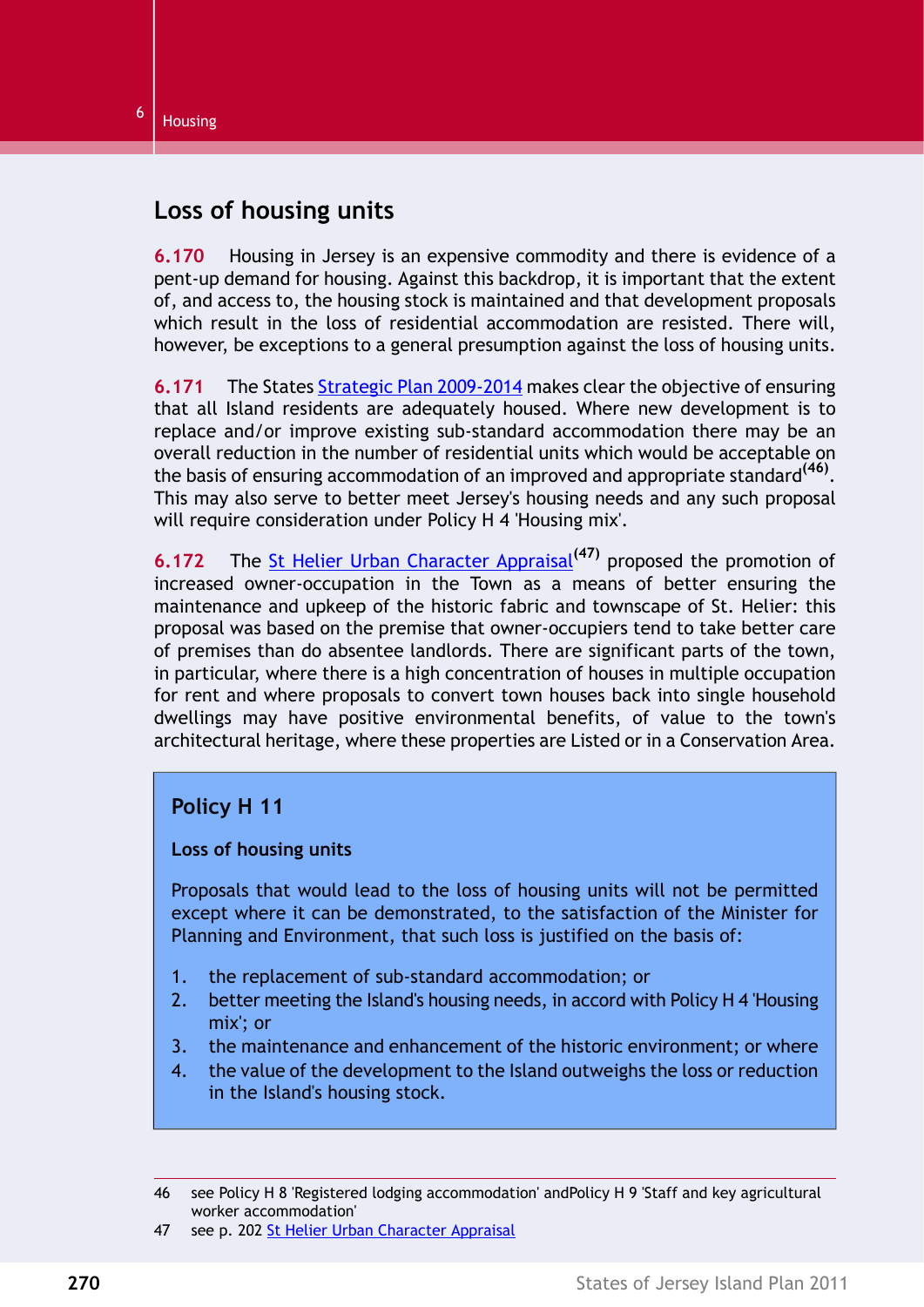## Loss of housing units

**6.170** Housing in Jersey is an expensive commodity and there is evidence of a pent-up demand for housing. Against this backdrop, it is important that the extent of, and access to, the housing stock is maintained and that development proposals which result in the loss of residential accommodation are resisted. There will, however, be exceptions to a general presumption against the loss of housing units.

**6.171** The States Strategic Plan 2009-2014 makes clear the objective of ensuring that all Island residents are adequately housed. Where new development is to replace and/or improve existing sub-standard accommodation there may be an overall reduction in the number of residential units which would be acceptable on the basis of ensuring accommodation of an improved and appropriate standard[(46)]. This may also serve to better meet Jersey's housing needs and any such proposal will require consideration under Policy H 4 'Housing mix'.

**6.172** The St Helier Urban Character Appraisal[(47)] proposed the promotion of increased owner-occupation in the Town as a means of better ensuring the maintenance and upkeep of the historic fabric and townscape of St. Helier: this proposal was based on the premise that owner-occupiers tend to take better care of premises than do absentee landlords. There are significant parts of the town, in particular, where there is a high concentration of houses in multiple occupation for rent and where proposals to convert town houses back into single household dwellings may have positive environmental benefits, of value to the town's architectural heritage, where these properties are Listed or in a Conservation Area.

### Policy H 11

**Loss of housing units**

Proposals that would lead to the loss of housing units will not be permitted except where it can be demonstrated, to the satisfaction of the Minister for Planning and Environment, that such loss is justified on the basis of:

1. the replacement of sub-standard accommodation; or
2. better meeting the Island's housing needs, in accord with Policy H 4 'Housing mix'; or
3. the maintenance and enhancement of the historic environment; or where
4. the value of the development to the Island outweighs the loss or reduction in the Island's housing stock.

---

46 see Policy H 8 'Registered lodging accommodation' andPolicy H 9 'Staff and key agricultural worker accommodation'

47 see p. 202 St Helier Urban Character Appraisal